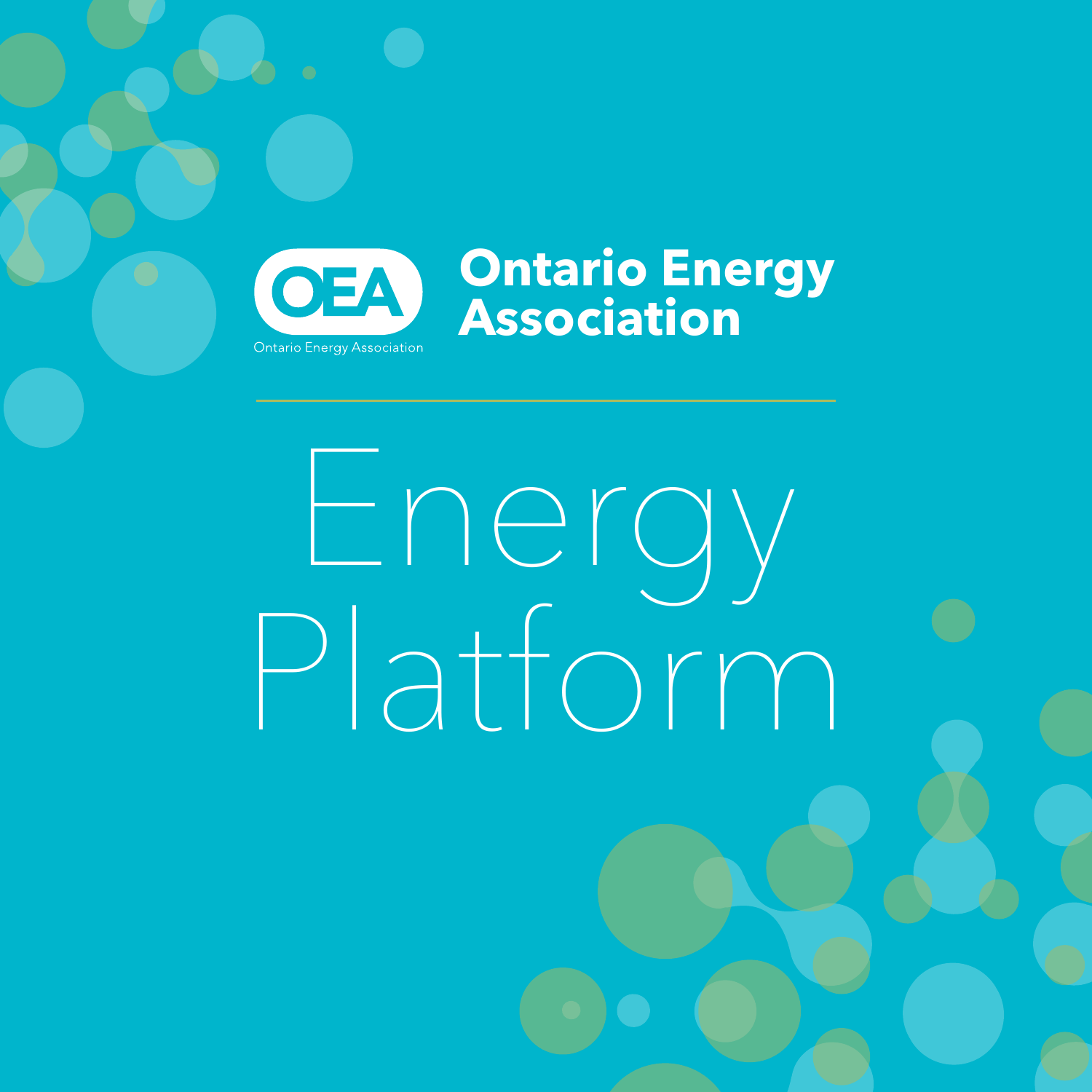OEA

Ontario Energy Association

**Ontario Energy Association**

# Energy Platform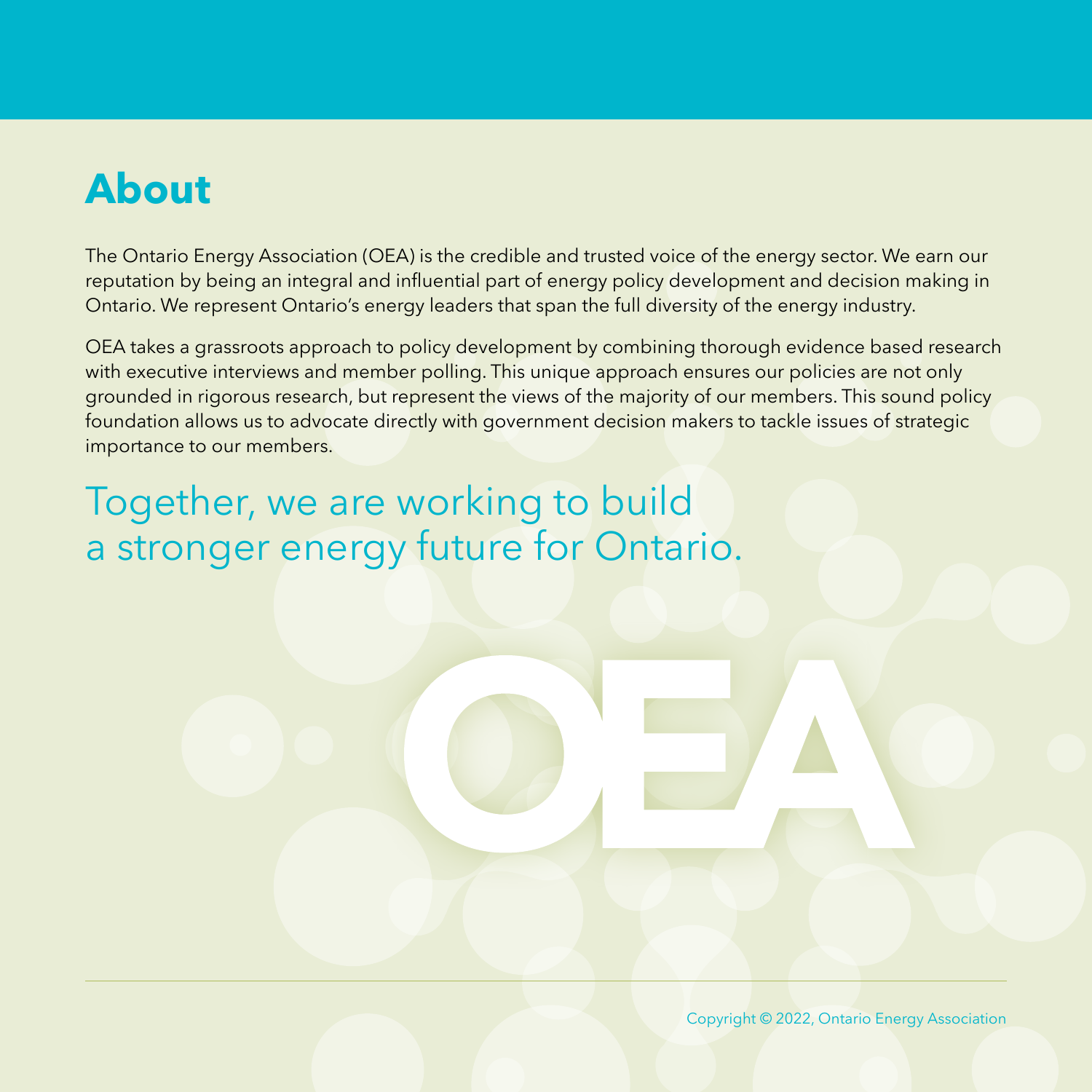# About

The Ontario Energy Association (OEA) is the credible and trusted voice of the energy sector. We earn our reputation by being an integral and influential part of energy policy development and decision making in Ontario. We represent Ontario's energy leaders that span the full diversity of the energy industry.

OEA takes a grassroots approach to policy development by combining thorough evidence based research with executive interviews and member polling. This unique approach ensures our policies are not only grounded in rigorous research, but represent the views of the majority of our members. This sound policy foundation allows us to advocate directly with government decision makers to tackle issues of strategic importance to our members.

Together, we are working to build a stronger energy future for Ontario.

OEA

Copyright © 2022, Ontario Energy Association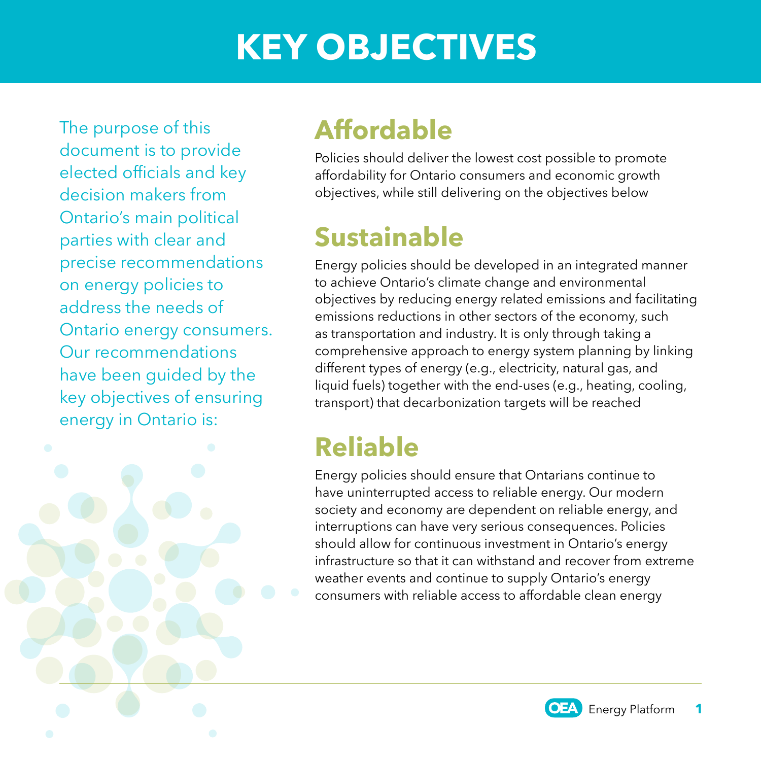# KEY OBJECTIVES

The purpose of this document is to provide elected officials and key decision makers from Ontario's main political parties with clear and precise recommendations on energy policies to address the needs of Ontario energy consumers. Our recommendations have been guided by the key objectives of ensuring energy in Ontario is:

## Affordable

Policies should deliver the lowest cost possible to promote affordability for Ontario consumers and economic growth objectives, while still delivering on the objectives below

## Sustainable

Energy policies should be developed in an integrated manner to achieve Ontario's climate change and environmental objectives by reducing energy related emissions and facilitating emissions reductions in other sectors of the economy, such as transportation and industry. It is only through taking a comprehensive approach to energy system planning by linking different types of energy (e.g., electricity, natural gas, and liquid fuels) together with the end-uses (e.g., heating, cooling, transport) that decarbonization targets will be reached

## Reliable

Energy policies should ensure that Ontarians continue to have uninterrupted access to reliable energy. Our modern society and economy are dependent on reliable energy, and interruptions can have very serious consequences. Policies should allow for continuous investment in Ontario's energy infrastructure so that it can withstand and recover from extreme weather events and continue to supply Ontario's energy consumers with reliable access to affordable clean energy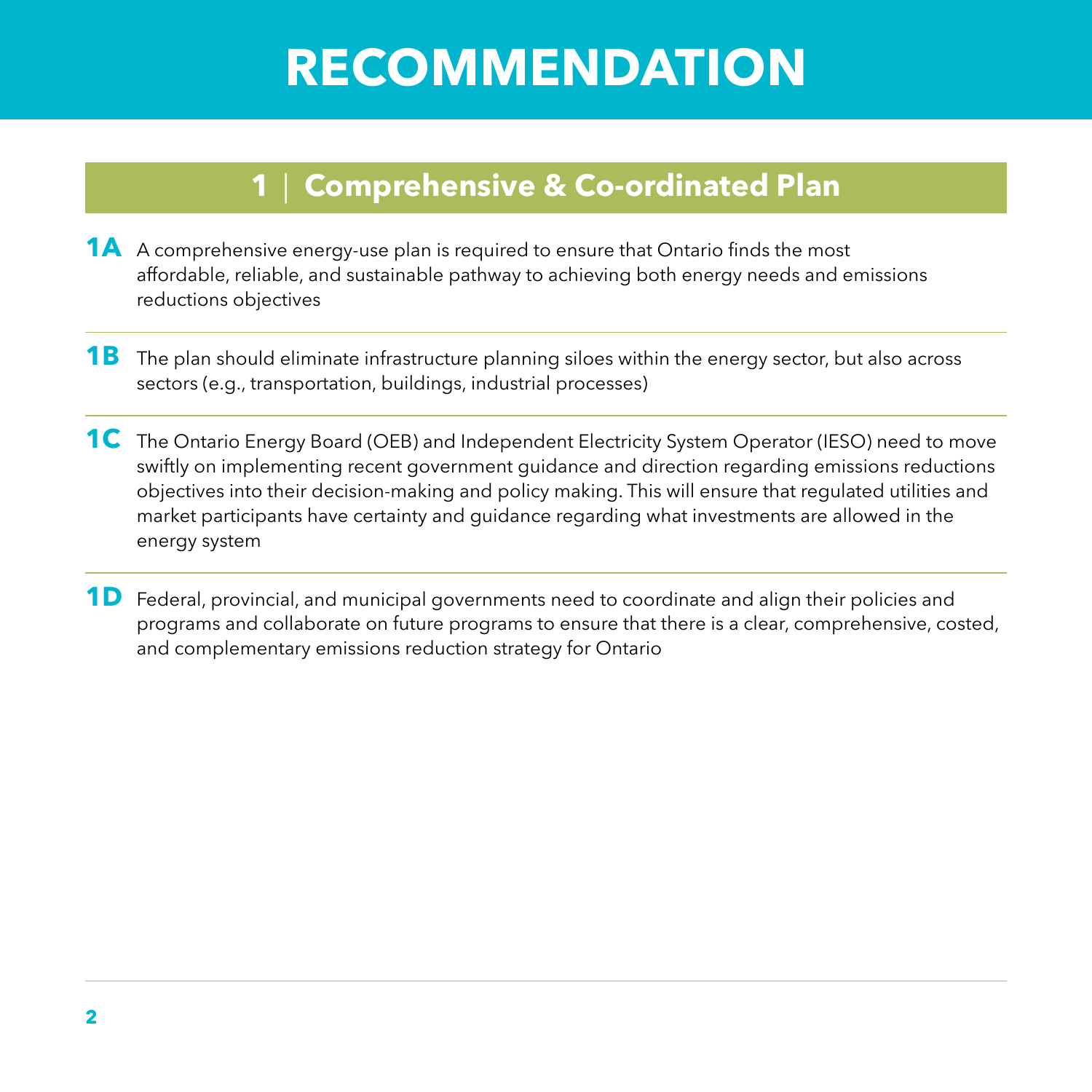# RECOMMENDATION

## 1 | Comprehensive & Co-ordinated Plan

**1A** A comprehensive energy-use plan is required to ensure that Ontario finds the most affordable, reliable, and sustainable pathway to achieving both energy needs and emissions reductions objectives

**1B** The plan should eliminate infrastructure planning siloes within the energy sector, but also across sectors (e.g., transportation, buildings, industrial processes)

**1C** The Ontario Energy Board (OEB) and Independent Electricity System Operator (IESO) need to move swiftly on implementing recent government guidance and direction regarding emissions reductions objectives into their decision-making and policy making. This will ensure that regulated utilities and market participants have certainty and guidance regarding what investments are allowed in the energy system

**1D** Federal, provincial, and municipal governments need to coordinate and align their policies and programs and collaborate on future programs to ensure that there is a clear, comprehensive, costed, and complementary emissions reduction strategy for Ontario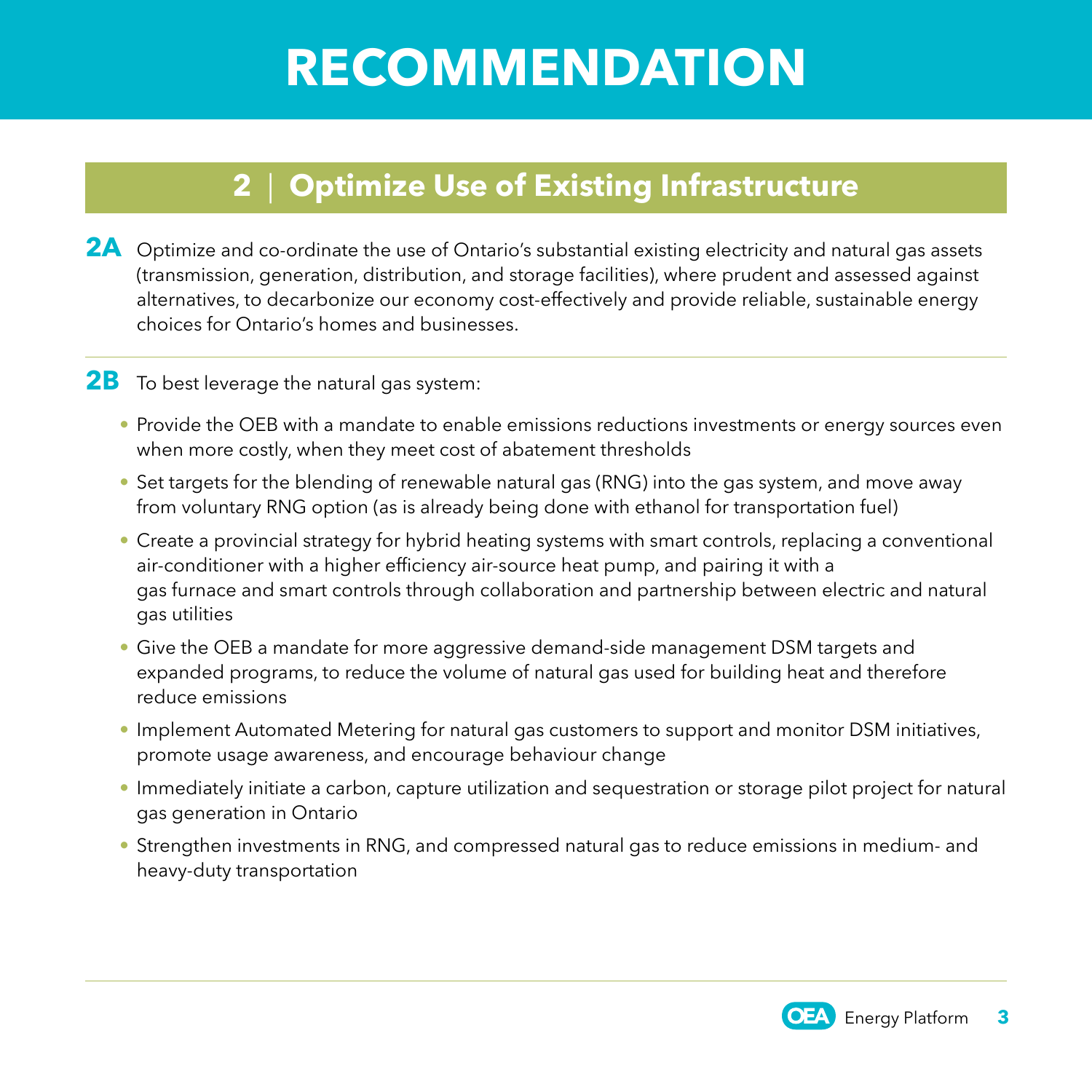# RECOMMENDATION

## 2 | Optimize Use of Existing Infrastructure

**2A** Optimize and co-ordinate the use of Ontario's substantial existing electricity and natural gas assets (transmission, generation, distribution, and storage facilities), where prudent and assessed against alternatives, to decarbonize our economy cost-effectively and provide reliable, sustainable energy choices for Ontario's homes and businesses.

**2B** To best leverage the natural gas system:

- Provide the OEB with a mandate to enable emissions reductions investments or energy sources even when more costly, when they meet cost of abatement thresholds
- Set targets for the blending of renewable natural gas (RNG) into the gas system, and move away from voluntary RNG option (as is already being done with ethanol for transportation fuel)
- Create a provincial strategy for hybrid heating systems with smart controls, replacing a conventional air-conditioner with a higher efficiency air-source heat pump, and pairing it with a gas furnace and smart controls through collaboration and partnership between electric and natural gas utilities
- Give the OEB a mandate for more aggressive demand-side management DSM targets and expanded programs, to reduce the volume of natural gas used for building heat and therefore reduce emissions
- Implement Automated Metering for natural gas customers to support and monitor DSM initiatives, promote usage awareness, and encourage behaviour change
- Immediately initiate a carbon, capture utilization and sequestration or storage pilot project for natural gas generation in Ontario
- Strengthen investments in RNG, and compressed natural gas to reduce emissions in medium- and heavy-duty transportation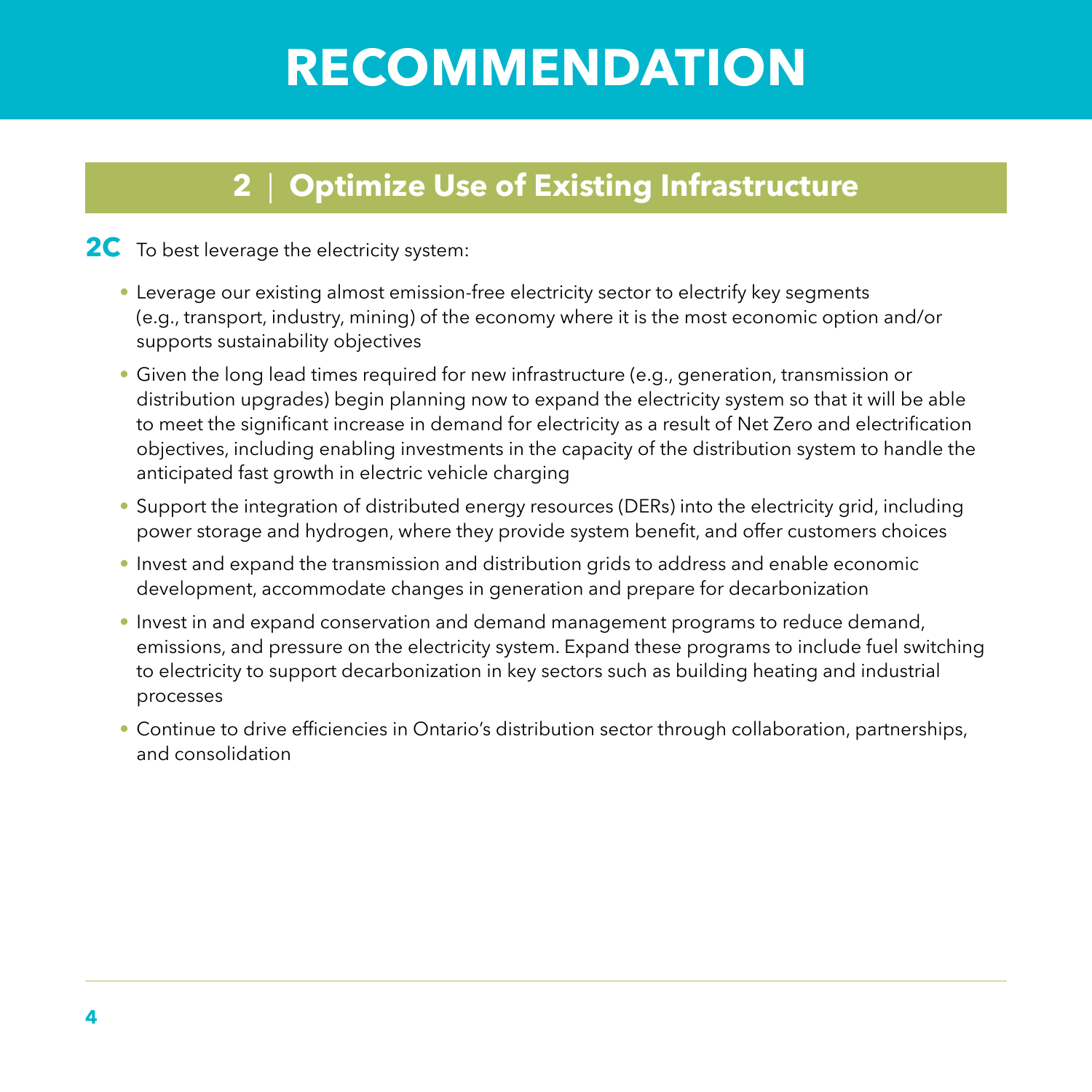# RECOMMENDATION

## 2 | Optimize Use of Existing Infrastructure

**2C** To best leverage the electricity system:

- Leverage our existing almost emission-free electricity sector to electrify key segments (e.g., transport, industry, mining) of the economy where it is the most economic option and/or supports sustainability objectives
- Given the long lead times required for new infrastructure (e.g., generation, transmission or distribution upgrades) begin planning now to expand the electricity system so that it will be able to meet the significant increase in demand for electricity as a result of Net Zero and electrification objectives, including enabling investments in the capacity of the distribution system to handle the anticipated fast growth in electric vehicle charging
- Support the integration of distributed energy resources (DERs) into the electricity grid, including power storage and hydrogen, where they provide system benefit, and offer customers choices
- Invest and expand the transmission and distribution grids to address and enable economic development, accommodate changes in generation and prepare for decarbonization
- Invest in and expand conservation and demand management programs to reduce demand, emissions, and pressure on the electricity system. Expand these programs to include fuel switching to electricity to support decarbonization in key sectors such as building heating and industrial processes
- Continue to drive efficiencies in Ontario's distribution sector through collaboration, partnerships, and consolidation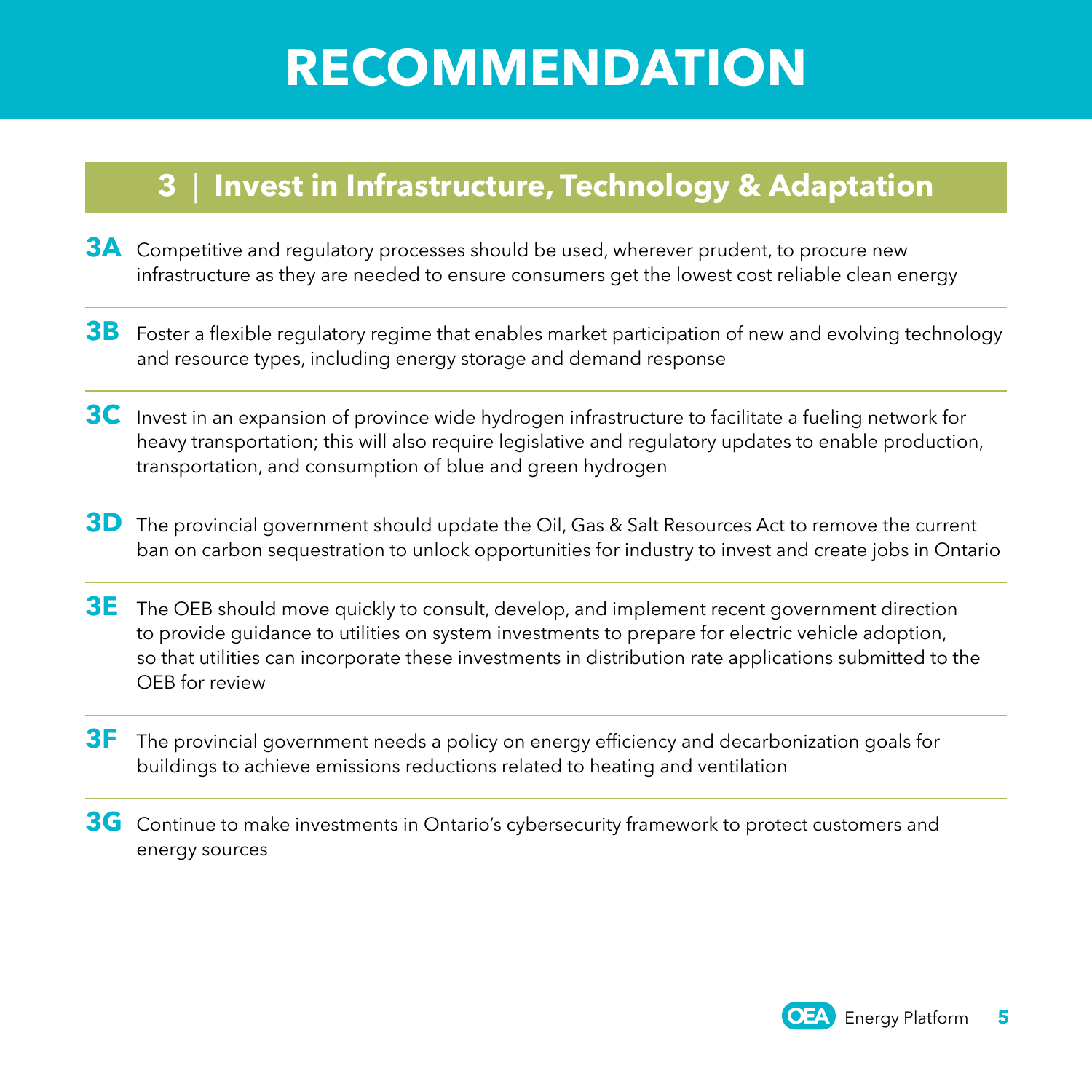# RECOMMENDATION

## 3 | Invest in Infrastructure, Technology & Adaptation

**3A** Competitive and regulatory processes should be used, wherever prudent, to procure new infrastructure as they are needed to ensure consumers get the lowest cost reliable clean energy

**3B** Foster a flexible regulatory regime that enables market participation of new and evolving technology and resource types, including energy storage and demand response

**3C** Invest in an expansion of province wide hydrogen infrastructure to facilitate a fueling network for heavy transportation; this will also require legislative and regulatory updates to enable production, transportation, and consumption of blue and green hydrogen

**3D** The provincial government should update the Oil, Gas & Salt Resources Act to remove the current ban on carbon sequestration to unlock opportunities for industry to invest and create jobs in Ontario

**3E** The OEB should move quickly to consult, develop, and implement recent government direction to provide guidance to utilities on system investments to prepare for electric vehicle adoption, so that utilities can incorporate these investments in distribution rate applications submitted to the OEB for review

**3F** The provincial government needs a policy on energy efficiency and decarbonization goals for buildings to achieve emissions reductions related to heating and ventilation

**3G** Continue to make investments in Ontario's cybersecurity framework to protect customers and energy sources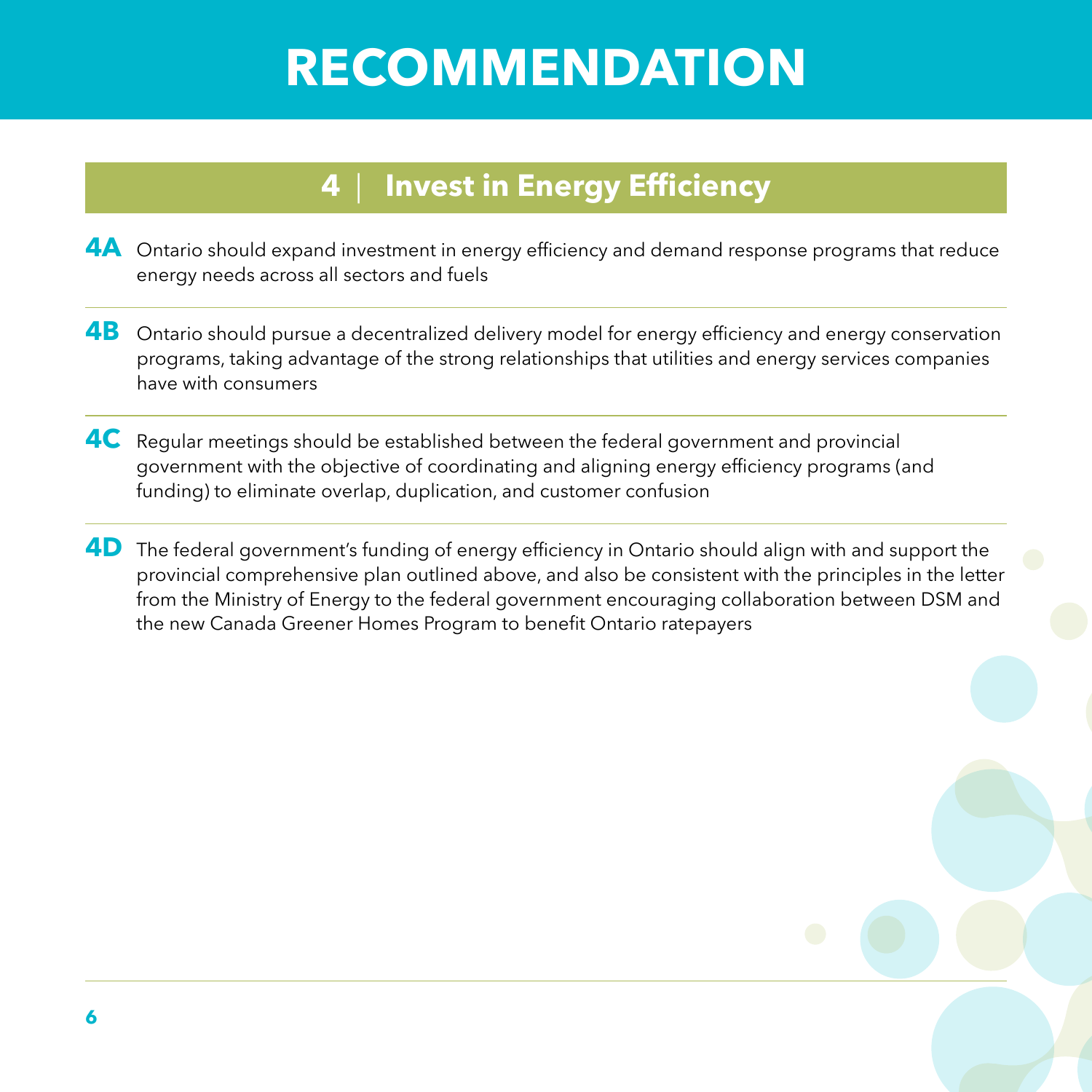# RECOMMENDATION

## 4 | Invest in Energy Efficiency

**4A** Ontario should expand investment in energy efficiency and demand response programs that reduce energy needs across all sectors and fuels

**4B** Ontario should pursue a decentralized delivery model for energy efficiency and energy conservation programs, taking advantage of the strong relationships that utilities and energy services companies have with consumers

**4C** Regular meetings should be established between the federal government and provincial government with the objective of coordinating and aligning energy efficiency programs (and funding) to eliminate overlap, duplication, and customer confusion

**4D** The federal government's funding of energy efficiency in Ontario should align with and support the provincial comprehensive plan outlined above, and also be consistent with the principles in the letter from the Ministry of Energy to the federal government encouraging collaboration between DSM and the new Canada Greener Homes Program to benefit Ontario ratepayers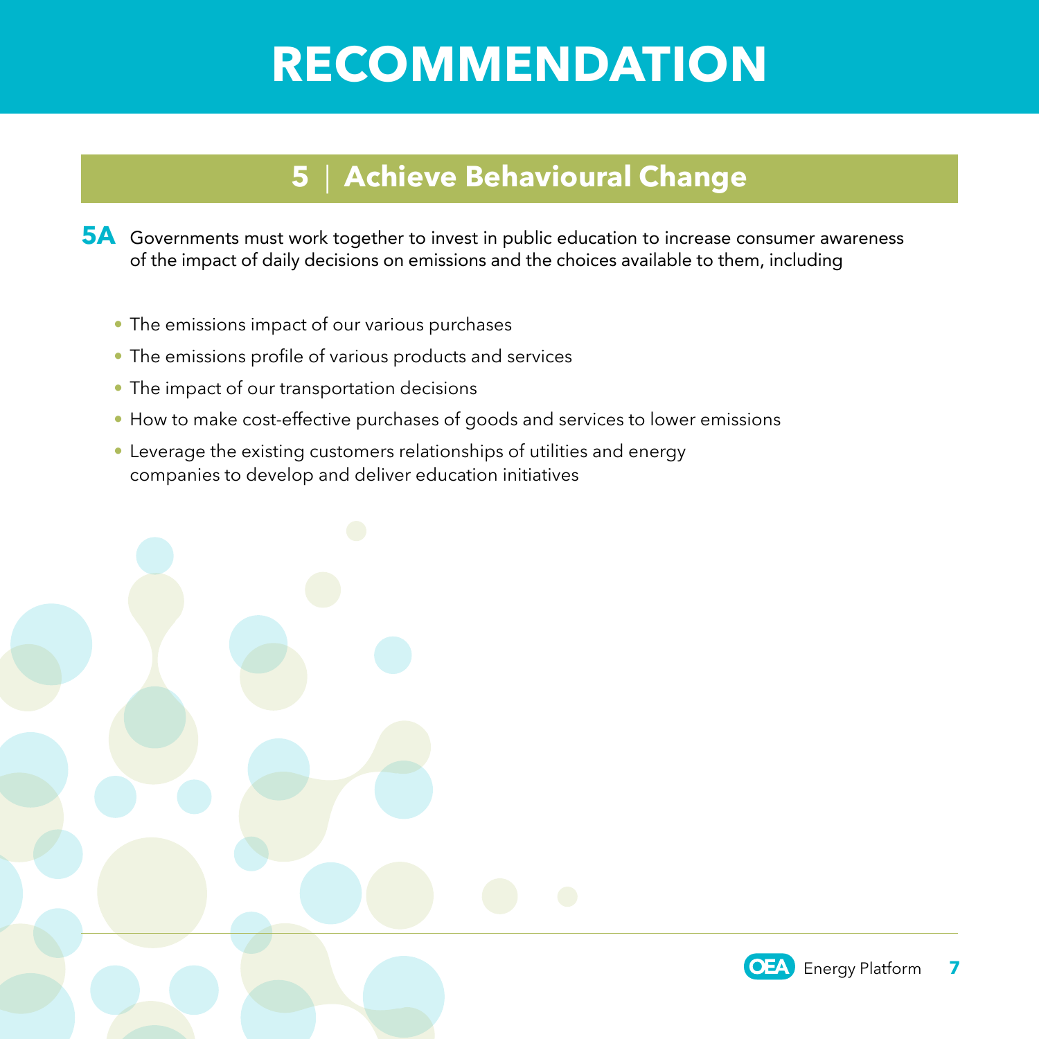# RECOMMENDATION

## 5 | Achieve Behavioural Change

**5A** Governments must work together to invest in public education to increase consumer awareness of the impact of daily decisions on emissions and the choices available to them, including

- The emissions impact of our various purchases
- The emissions profile of various products and services
- The impact of our transportation decisions
- How to make cost-effective purchases of goods and services to lower emissions
- Leverage the existing customers relationships of utilities and energy companies to develop and deliver education initiatives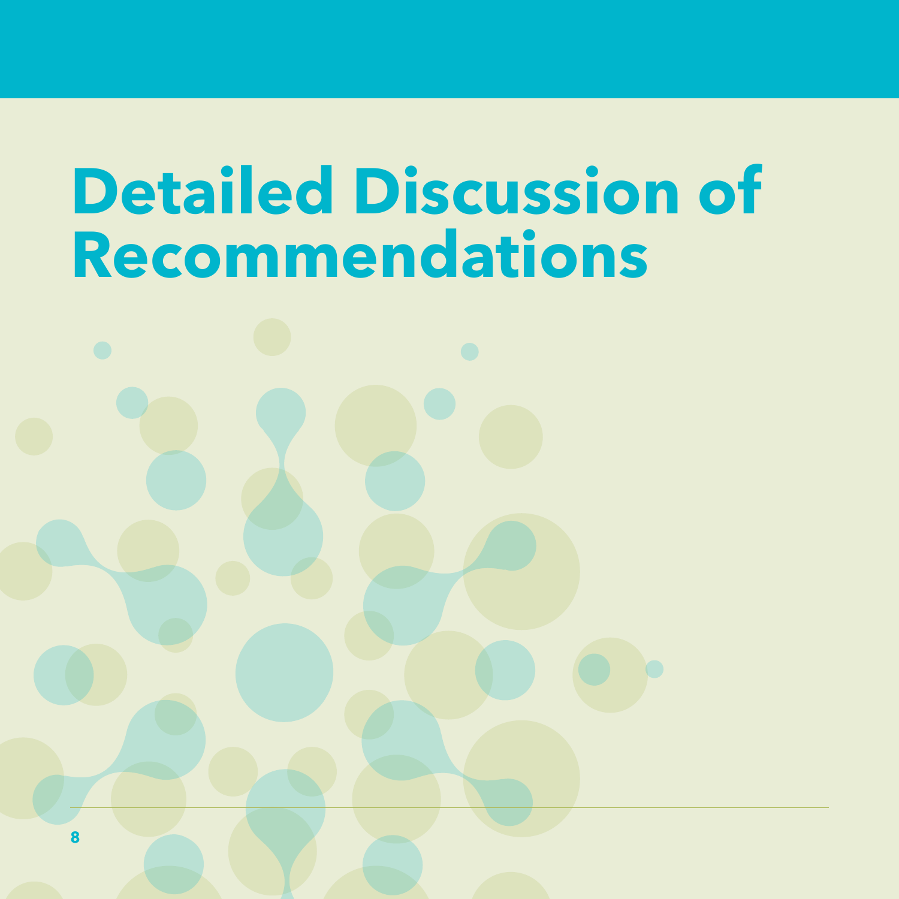# Detailed Discussion of Recommendations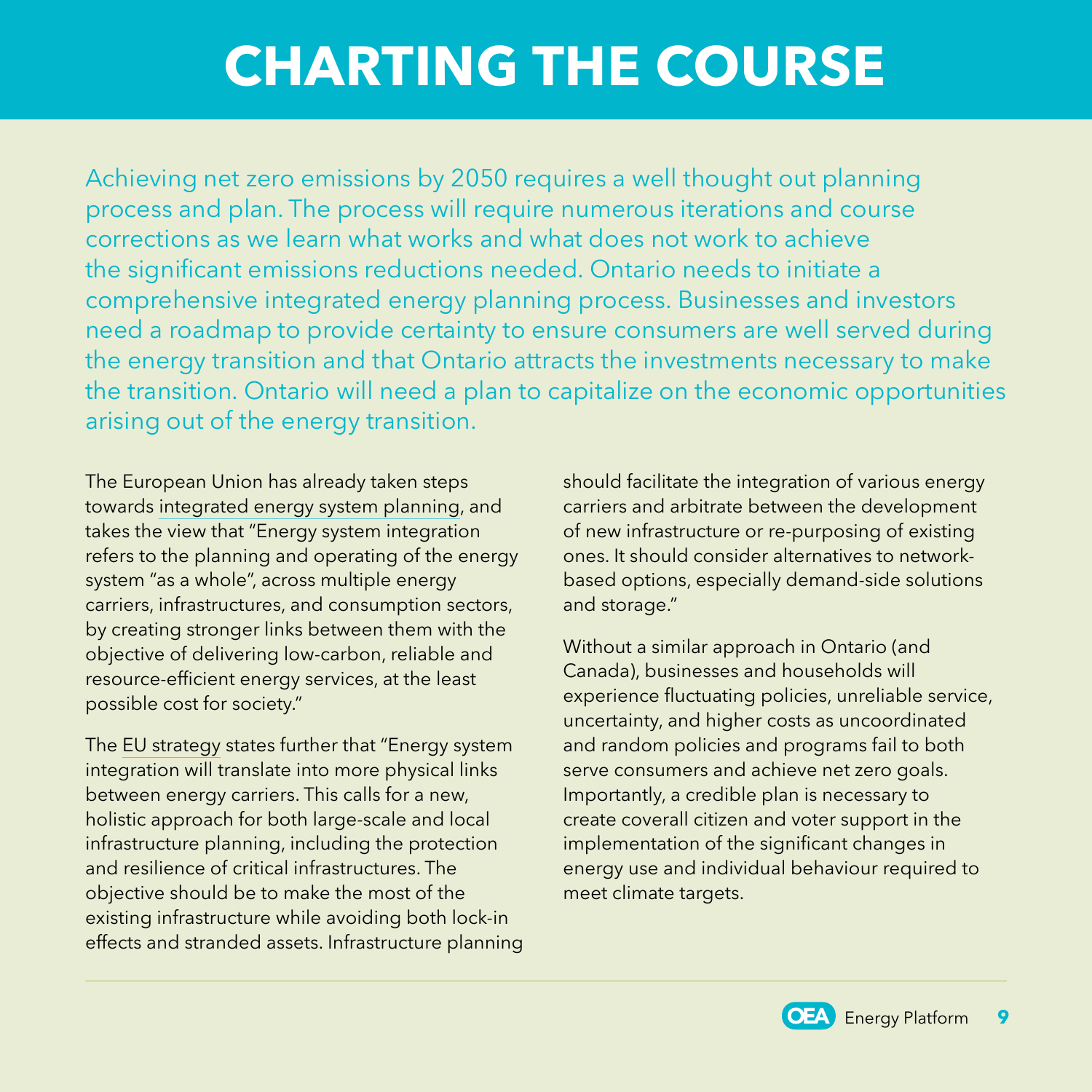# CHARTING THE COURSE

Achieving net zero emissions by 2050 requires a well thought out planning process and plan. The process will require numerous iterations and course corrections as we learn what works and what does not work to achieve the significant emissions reductions needed. Ontario needs to initiate a comprehensive integrated energy planning process. Businesses and investors need a roadmap to provide certainty to ensure consumers are well served during the energy transition and that Ontario attracts the investments necessary to make the transition. Ontario will need a plan to capitalize on the economic opportunities arising out of the energy transition.

The European Union has already taken steps towards integrated energy system planning, and takes the view that "Energy system integration refers to the planning and operating of the energy system "as a whole", across multiple energy carriers, infrastructures, and consumption sectors, by creating stronger links between them with the objective of delivering low-carbon, reliable and resource-efficient energy services, at the least possible cost for society."

The EU strategy states further that "Energy system integration will translate into more physical links between energy carriers. This calls for a new, holistic approach for both large-scale and local infrastructure planning, including the protection and resilience of critical infrastructures. The objective should be to make the most of the existing infrastructure while avoiding both lock-in effects and stranded assets. Infrastructure planning should facilitate the integration of various energy carriers and arbitrate between the development of new infrastructure or re-purposing of existing ones. It should consider alternatives to network-based options, especially demand-side solutions and storage."

Without a similar approach in Ontario (and Canada), businesses and households will experience fluctuating policies, unreliable service, uncertainty, and higher costs as uncoordinated and random policies and programs fail to both serve consumers and achieve net zero goals. Importantly, a credible plan is necessary to create coverall citizen and voter support in the implementation of the significant changes in energy use and individual behaviour required to meet climate targets.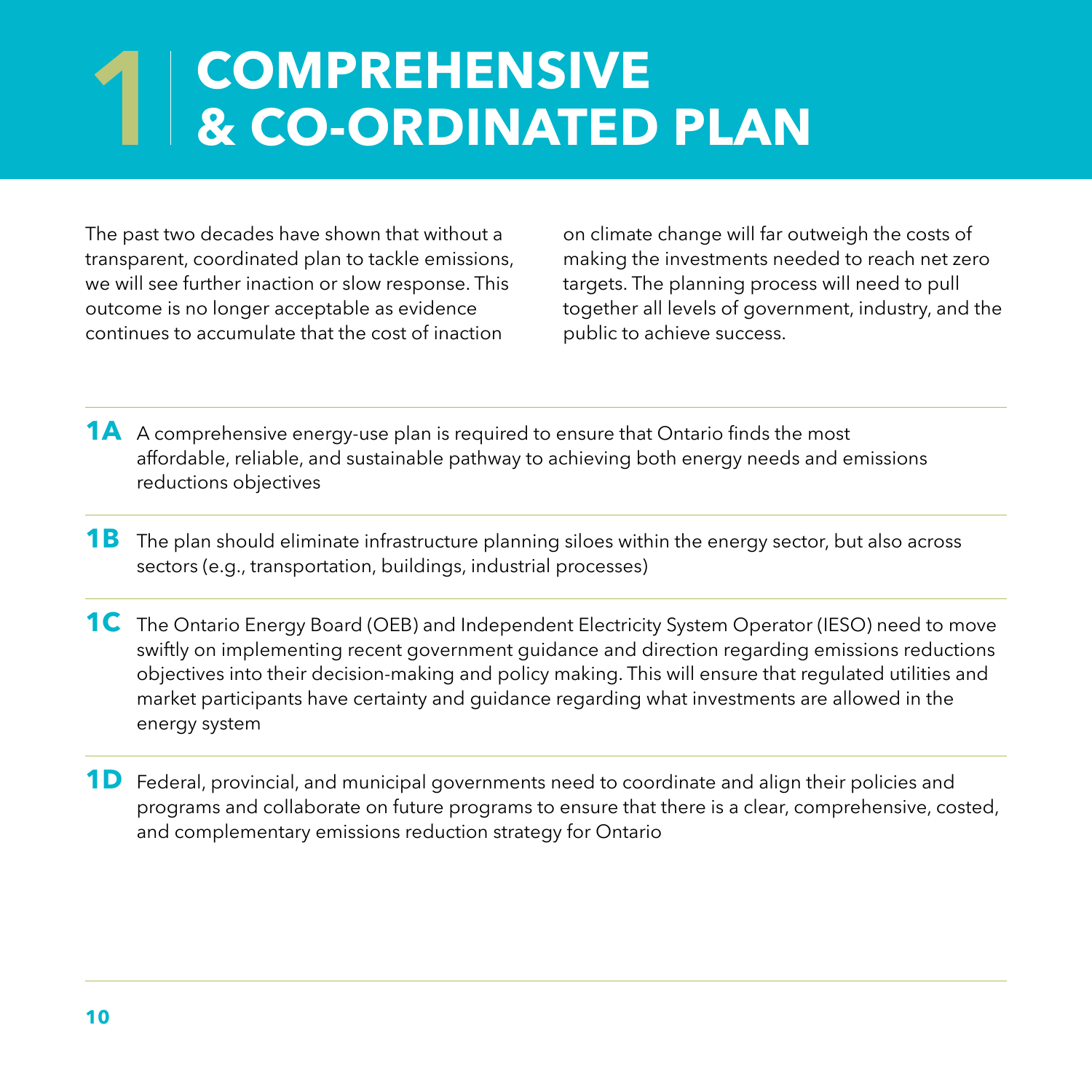# 1 COMPREHENSIVE & CO-ORDINATED PLAN

The past two decades have shown that without a transparent, coordinated plan to tackle emissions, we will see further inaction or slow response. This outcome is no longer acceptable as evidence continues to accumulate that the cost of inaction on climate change will far outweigh the costs of making the investments needed to reach net zero targets. The planning process will need to pull together all levels of government, industry, and the public to achieve success.

**1A** A comprehensive energy-use plan is required to ensure that Ontario finds the most affordable, reliable, and sustainable pathway to achieving both energy needs and emissions reductions objectives

**1B** The plan should eliminate infrastructure planning siloes within the energy sector, but also across sectors (e.g., transportation, buildings, industrial processes)

**1C** The Ontario Energy Board (OEB) and Independent Electricity System Operator (IESO) need to move swiftly on implementing recent government guidance and direction regarding emissions reductions objectives into their decision-making and policy making. This will ensure that regulated utilities and market participants have certainty and guidance regarding what investments are allowed in the energy system

**1D** Federal, provincial, and municipal governments need to coordinate and align their policies and programs and collaborate on future programs to ensure that there is a clear, comprehensive, costed, and complementary emissions reduction strategy for Ontario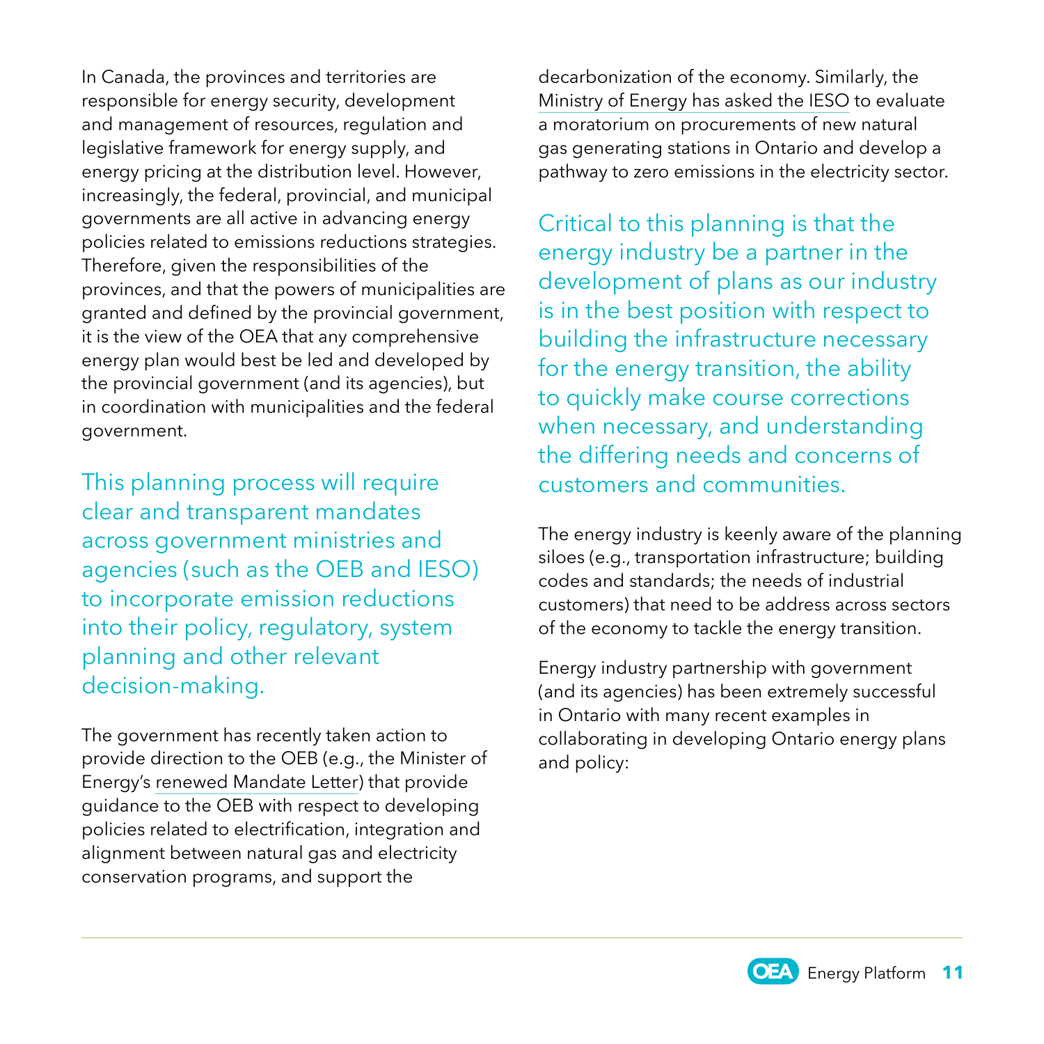In Canada, the provinces and territories are responsible for energy security, development and management of resources, regulation and legislative framework for energy supply, and energy pricing at the distribution level. However, increasingly, the federal, provincial, and municipal governments are all active in advancing energy policies related to emissions reductions strategies. Therefore, given the responsibilities of the provinces, and that the powers of municipalities are granted and defined by the provincial government, it is the view of the OEA that any comprehensive energy plan would best be led and developed by the provincial government (and its agencies), but in coordination with municipalities and the federal government.

This planning process will require clear and transparent mandates across government ministries and agencies (such as the OEB and IESO) to incorporate emission reductions into their policy, regulatory, system planning and other relevant decision-making.

The government has recently taken action to provide direction to the OEB (e.g., the Minister of Energy's renewed Mandate Letter) that provide guidance to the OEB with respect to developing policies related to electrification, integration and alignment between natural gas and electricity conservation programs, and support the decarbonization of the economy. Similarly, the Ministry of Energy has asked the IESO to evaluate a moratorium on procurements of new natural gas generating stations in Ontario and develop a pathway to zero emissions in the electricity sector.

Critical to this planning is that the energy industry be a partner in the development of plans as our industry is in the best position with respect to building the infrastructure necessary for the energy transition, the ability to quickly make course corrections when necessary, and understanding the differing needs and concerns of customers and communities.

The energy industry is keenly aware of the planning siloes (e.g., transportation infrastructure; building codes and standards; the needs of industrial customers) that need to be address across sectors of the economy to tackle the energy transition.

Energy industry partnership with government (and its agencies) has been extremely successful in Ontario with many recent examples in collaborating in developing Ontario energy plans and policy: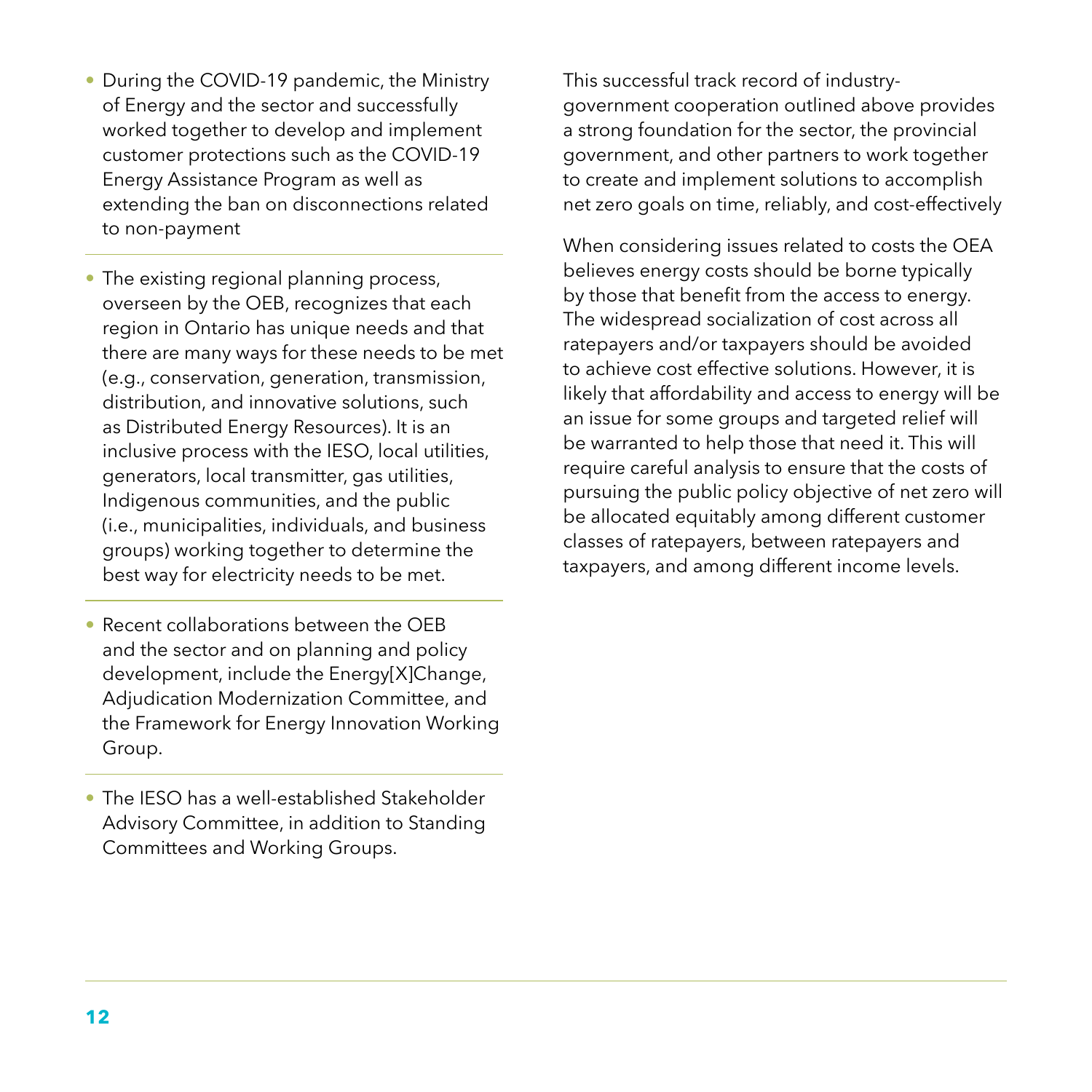- During the COVID-19 pandemic, the Ministry of Energy and the sector and successfully worked together to develop and implement customer protections such as the COVID-19 Energy Assistance Program as well as extending the ban on disconnections related to non-payment

- The existing regional planning process, overseen by the OEB, recognizes that each region in Ontario has unique needs and that there are many ways for these needs to be met (e.g., conservation, generation, transmission, distribution, and innovative solutions, such as Distributed Energy Resources). It is an inclusive process with the IESO, local utilities, generators, local transmitter, gas utilities, Indigenous communities, and the public (i.e., municipalities, individuals, and business groups) working together to determine the best way for electricity needs to be met.

- Recent collaborations between the OEB and the sector and on planning and policy development, include the Energy[X]Change, Adjudication Modernization Committee, and the Framework for Energy Innovation Working Group.

- The IESO has a well-established Stakeholder Advisory Committee, in addition to Standing Committees and Working Groups.

This successful track record of industry-government cooperation outlined above provides a strong foundation for the sector, the provincial government, and other partners to work together to create and implement solutions to accomplish net zero goals on time, reliably, and cost-effectively

When considering issues related to costs the OEA believes energy costs should be borne typically by those that benefit from the access to energy. The widespread socialization of cost across all ratepayers and/or taxpayers should be avoided to achieve cost effective solutions. However, it is likely that affordability and access to energy will be an issue for some groups and targeted relief will be warranted to help those that need it. This will require careful analysis to ensure that the costs of pursuing the public policy objective of net zero will be allocated equitably among different customer classes of ratepayers, between ratepayers and taxpayers, and among different income levels.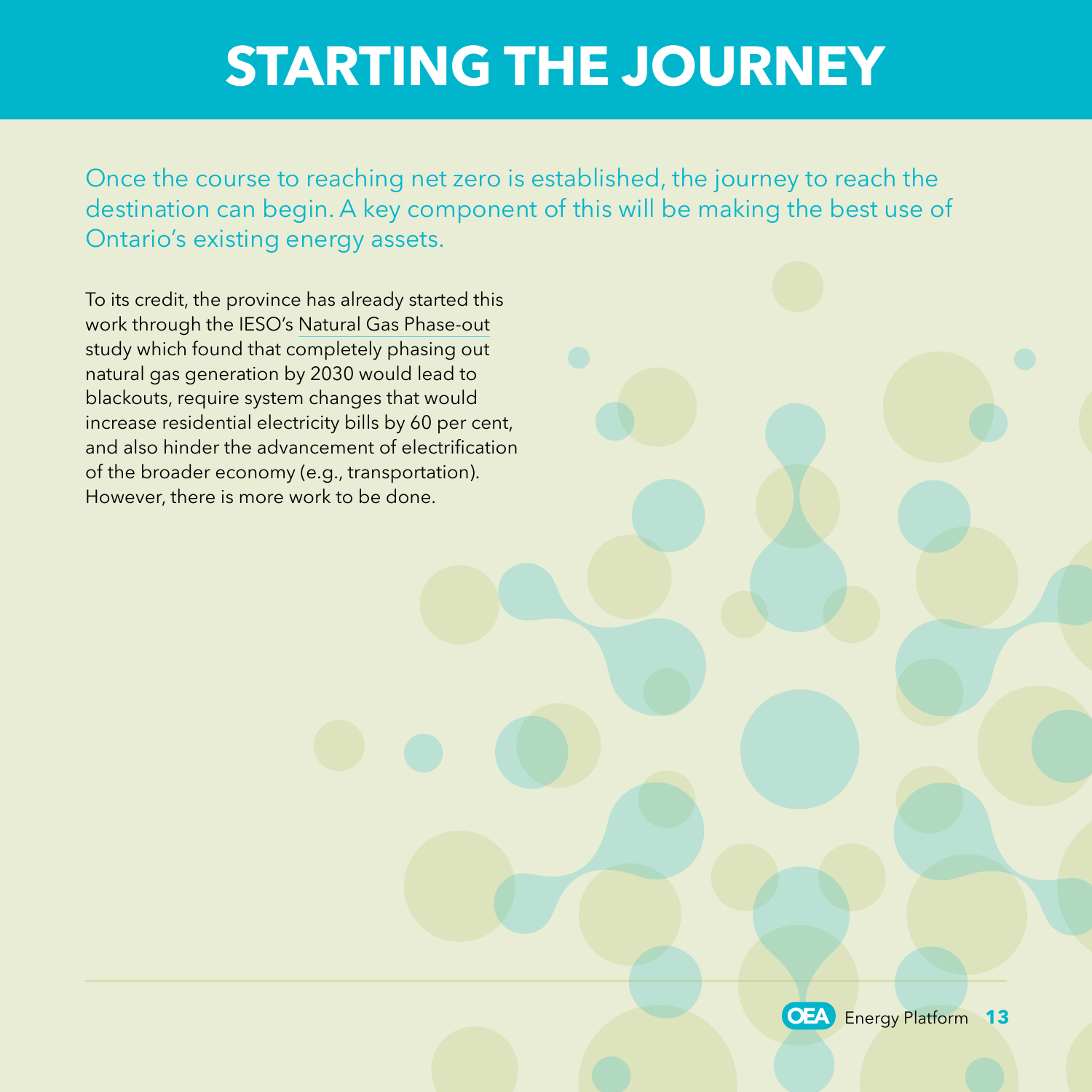# STARTING THE JOURNEY

Once the course to reaching net zero is established, the journey to reach the destination can begin. A key component of this will be making the best use of Ontario's existing energy assets.

To its credit, the province has already started this work through the IESO's Natural Gas Phase-out study which found that completely phasing out natural gas generation by 2030 would lead to blackouts, require system changes that would increase residential electricity bills by 60 per cent, and also hinder the advancement of electrification of the broader economy (e.g., transportation). However, there is more work to be done.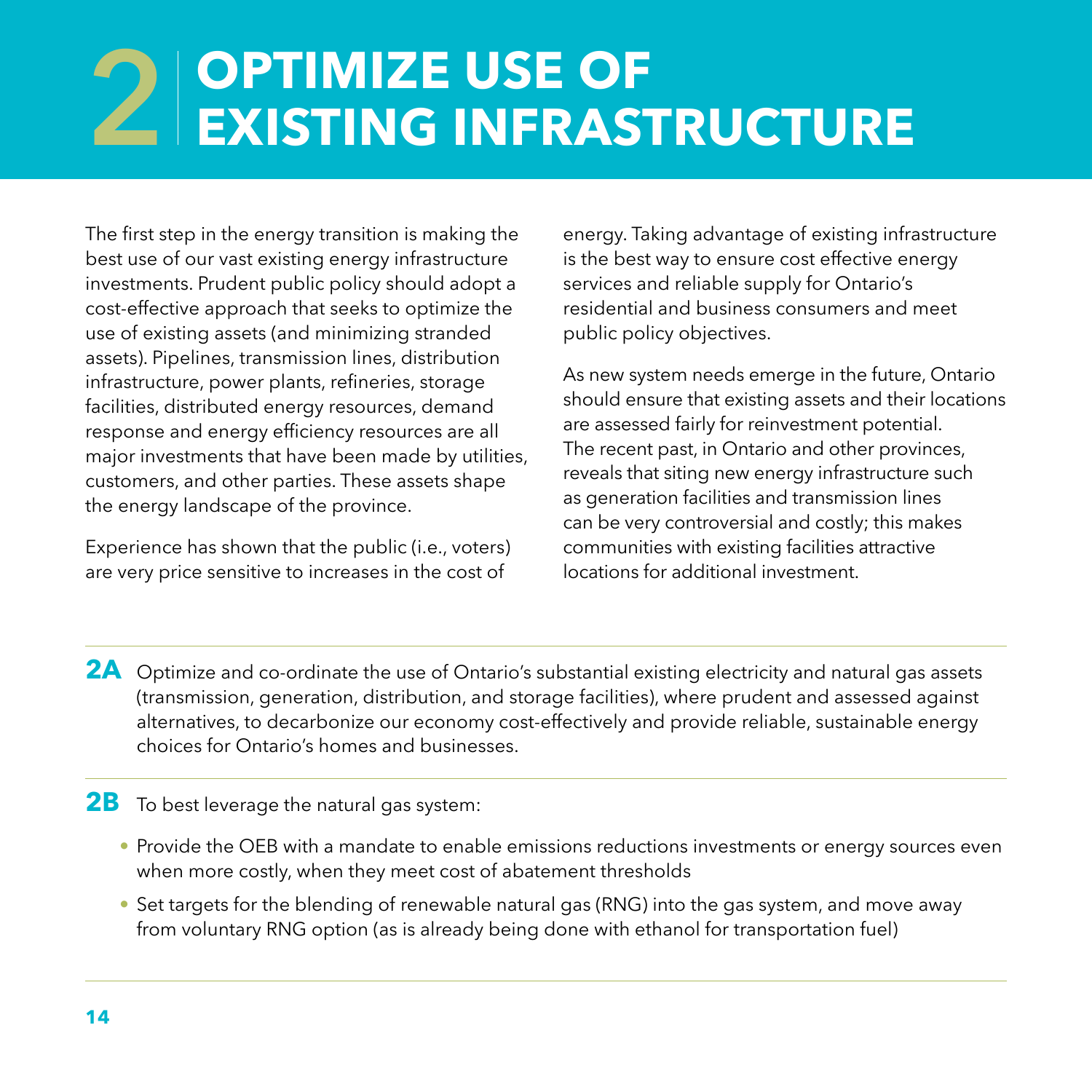# 2 OPTIMIZE USE OF EXISTING INFRASTRUCTURE

The first step in the energy transition is making the best use of our vast existing energy infrastructure investments. Prudent public policy should adopt a cost-effective approach that seeks to optimize the use of existing assets (and minimizing stranded assets). Pipelines, transmission lines, distribution infrastructure, power plants, refineries, storage facilities, distributed energy resources, demand response and energy efficiency resources are all major investments that have been made by utilities, customers, and other parties. These assets shape the energy landscape of the province.

Experience has shown that the public (i.e., voters) are very price sensitive to increases in the cost of energy. Taking advantage of existing infrastructure is the best way to ensure cost effective energy services and reliable supply for Ontario's residential and business consumers and meet public policy objectives.

As new system needs emerge in the future, Ontario should ensure that existing assets and their locations are assessed fairly for reinvestment potential. The recent past, in Ontario and other provinces, reveals that siting new energy infrastructure such as generation facilities and transmission lines can be very controversial and costly; this makes communities with existing facilities attractive locations for additional investment.

**2A** Optimize and co-ordinate the use of Ontario's substantial existing electricity and natural gas assets (transmission, generation, distribution, and storage facilities), where prudent and assessed against alternatives, to decarbonize our economy cost-effectively and provide reliable, sustainable energy choices for Ontario's homes and businesses.

**2B** To best leverage the natural gas system:

- Provide the OEB with a mandate to enable emissions reductions investments or energy sources even when more costly, when they meet cost of abatement thresholds
- Set targets for the blending of renewable natural gas (RNG) into the gas system, and move away from voluntary RNG option (as is already being done with ethanol for transportation fuel)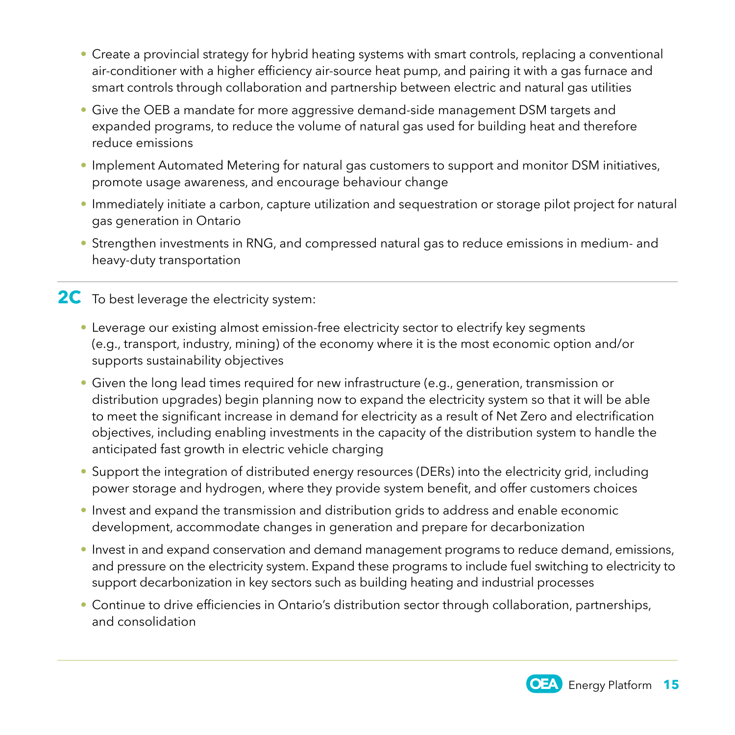- Create a provincial strategy for hybrid heating systems with smart controls, replacing a conventional air-conditioner with a higher efficiency air-source heat pump, and pairing it with a gas furnace and smart controls through collaboration and partnership between electric and natural gas utilities
- Give the OEB a mandate for more aggressive demand-side management DSM targets and expanded programs, to reduce the volume of natural gas used for building heat and therefore reduce emissions
- Implement Automated Metering for natural gas customers to support and monitor DSM initiatives, promote usage awareness, and encourage behaviour change
- Immediately initiate a carbon, capture utilization and sequestration or storage pilot project for natural gas generation in Ontario
- Strengthen investments in RNG, and compressed natural gas to reduce emissions in medium- and heavy-duty transportation

---

**2C** To best leverage the electricity system:

- Leverage our existing almost emission-free electricity sector to electrify key segments (e.g., transport, industry, mining) of the economy where it is the most economic option and/or supports sustainability objectives
- Given the long lead times required for new infrastructure (e.g., generation, transmission or distribution upgrades) begin planning now to expand the electricity system so that it will be able to meet the significant increase in demand for electricity as a result of Net Zero and electrification objectives, including enabling investments in the capacity of the distribution system to handle the anticipated fast growth in electric vehicle charging
- Support the integration of distributed energy resources (DERs) into the electricity grid, including power storage and hydrogen, where they provide system benefit, and offer customers choices
- Invest and expand the transmission and distribution grids to address and enable economic development, accommodate changes in generation and prepare for decarbonization
- Invest in and expand conservation and demand management programs to reduce demand, emissions, and pressure on the electricity system. Expand these programs to include fuel switching to electricity to support decarbonization in key sectors such as building heating and industrial processes
- Continue to drive efficiencies in Ontario's distribution sector through collaboration, partnerships, and consolidation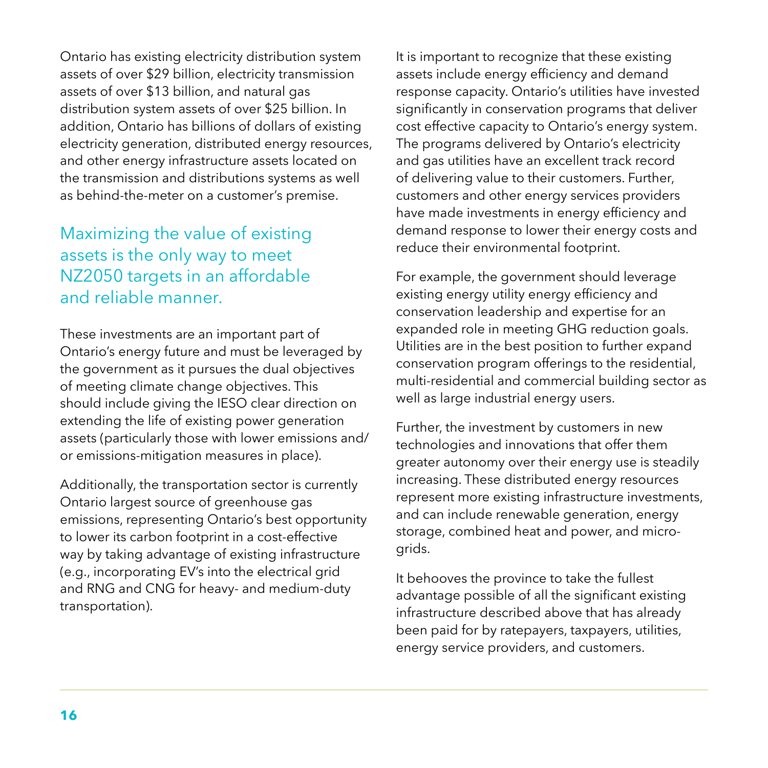Ontario has existing electricity distribution system assets of over $29 billion, electricity transmission assets of over $13 billion, and natural gas distribution system assets of over $25 billion. In addition, Ontario has billions of dollars of existing electricity generation, distributed energy resources, and other energy infrastructure assets located on the transmission and distributions systems as well as behind-the-meter on a customer's premise.

## Maximizing the value of existing assets is the only way to meet NZ2050 targets in an affordable and reliable manner.

These investments are an important part of Ontario's energy future and must be leveraged by the government as it pursues the dual objectives of meeting climate change objectives. This should include giving the IESO clear direction on extending the life of existing power generation assets (particularly those with lower emissions and/or emissions-mitigation measures in place).

Additionally, the transportation sector is currently Ontario largest source of greenhouse gas emissions, representing Ontario's best opportunity to lower its carbon footprint in a cost-effective way by taking advantage of existing infrastructure (e.g., incorporating EV's into the electrical grid and RNG and CNG for heavy- and medium-duty transportation).

It is important to recognize that these existing assets include energy efficiency and demand response capacity. Ontario's utilities have invested significantly in conservation programs that deliver cost effective capacity to Ontario's energy system. The programs delivered by Ontario's electricity and gas utilities have an excellent track record of delivering value to their customers. Further, customers and other energy services providers have made investments in energy efficiency and demand response to lower their energy costs and reduce their environmental footprint.

For example, the government should leverage existing energy utility energy efficiency and conservation leadership and expertise for an expanded role in meeting GHG reduction goals. Utilities are in the best position to further expand conservation program offerings to the residential, multi-residential and commercial building sector as well as large industrial energy users.

Further, the investment by customers in new technologies and innovations that offer them greater autonomy over their energy use is steadily increasing. These distributed energy resources represent more existing infrastructure investments, and can include renewable generation, energy storage, combined heat and power, and micro-grids.

It behooves the province to take the fullest advantage possible of all the significant existing infrastructure described above that has already been paid for by ratepayers, taxpayers, utilities, energy service providers, and customers.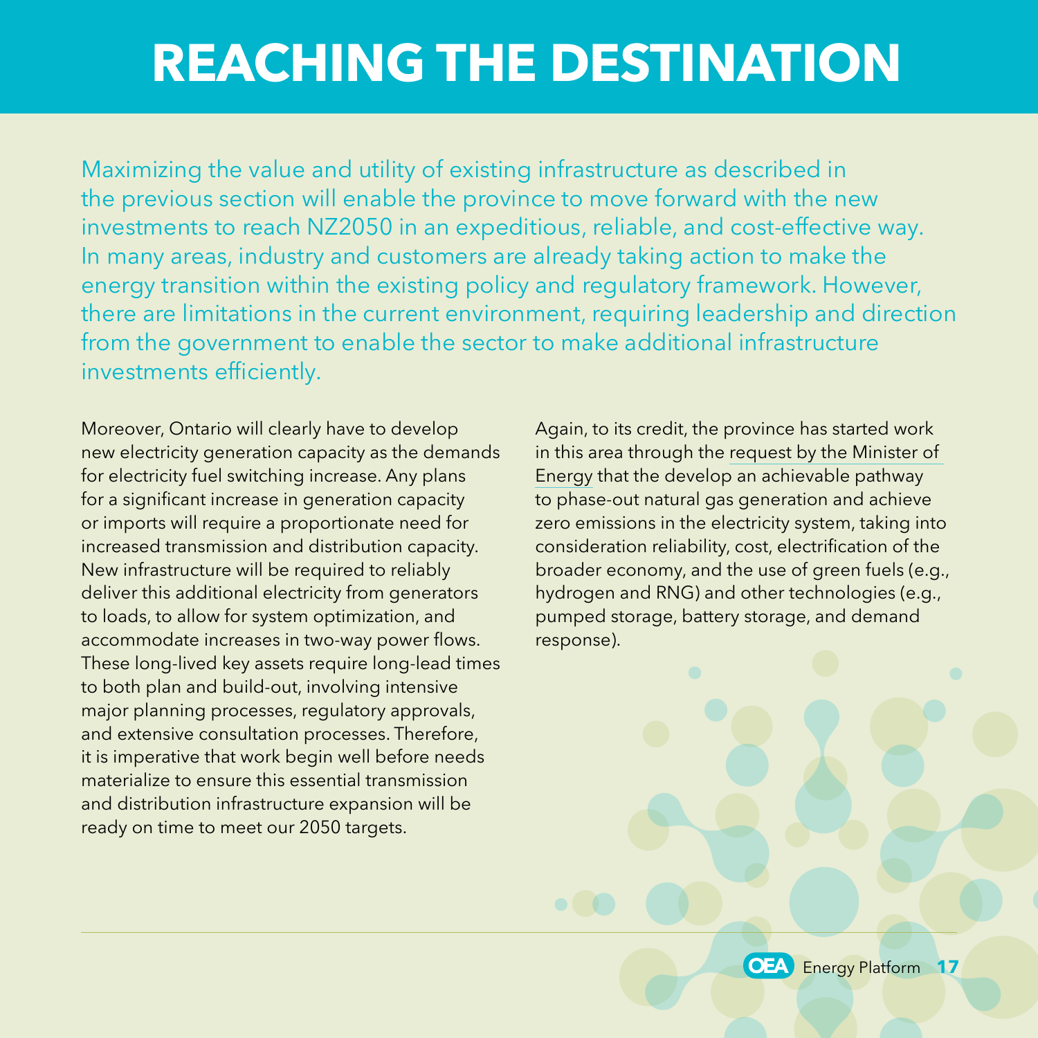# REACHING THE DESTINATION

Maximizing the value and utility of existing infrastructure as described in the previous section will enable the province to move forward with the new investments to reach NZ2050 in an expeditious, reliable, and cost-effective way. In many areas, industry and customers are already taking action to make the energy transition within the existing policy and regulatory framework. However, there are limitations in the current environment, requiring leadership and direction from the government to enable the sector to make additional infrastructure investments efficiently.

Moreover, Ontario will clearly have to develop new electricity generation capacity as the demands for electricity fuel switching increase. Any plans for a significant increase in generation capacity or imports will require a proportionate need for increased transmission and distribution capacity. New infrastructure will be required to reliably deliver this additional electricity from generators to loads, to allow for system optimization, and accommodate increases in two-way power flows. These long-lived key assets require long-lead times to both plan and build-out, involving intensive major planning processes, regulatory approvals, and extensive consultation processes. Therefore, it is imperative that work begin well before needs materialize to ensure this essential transmission and distribution infrastructure expansion will be ready on time to meet our 2050 targets.

Again, to its credit, the province has started work in this area through the request by the Minister of Energy that the develop an achievable pathway to phase-out natural gas generation and achieve zero emissions in the electricity system, taking into consideration reliability, cost, electrification of the broader economy, and the use of green fuels (e.g., hydrogen and RNG) and other technologies (e.g., pumped storage, battery storage, and demand response).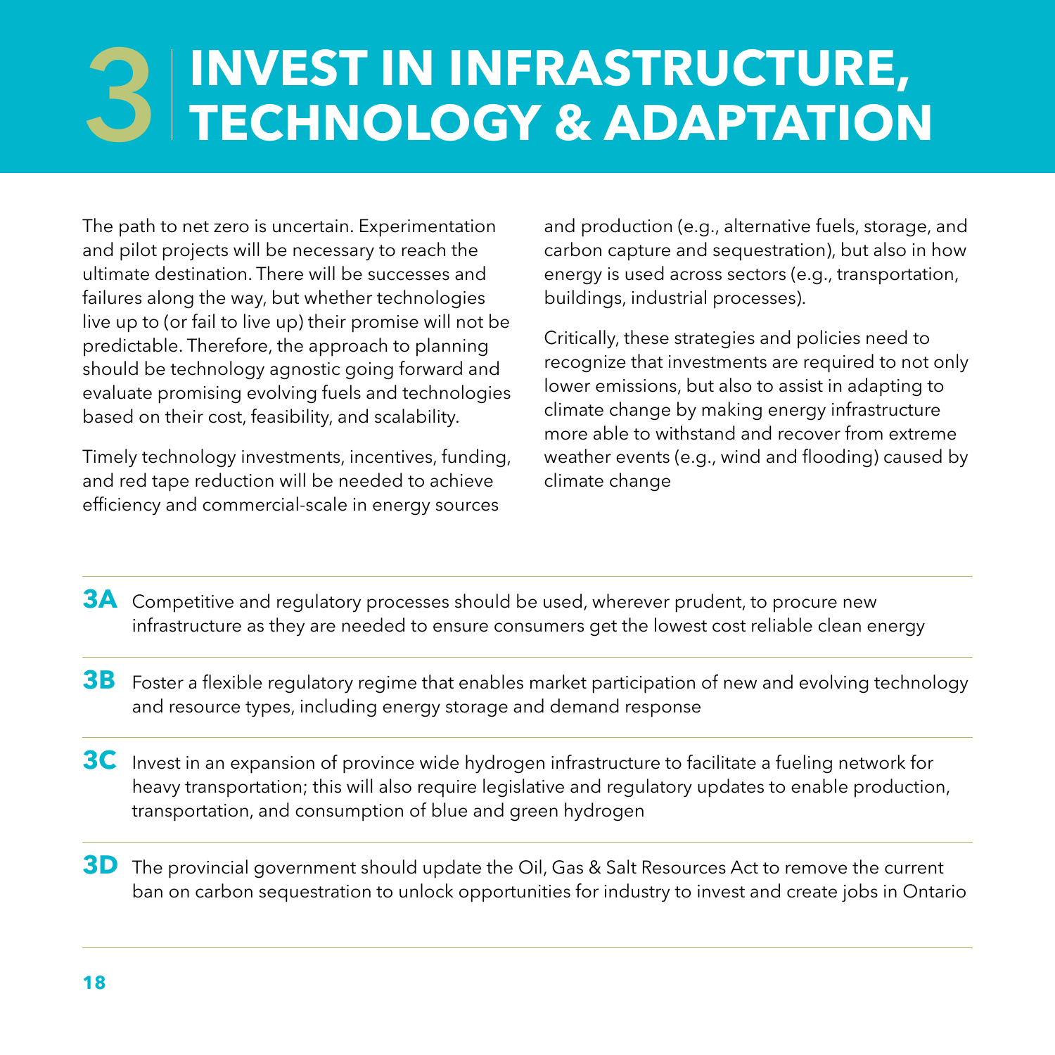# 3 INVEST IN INFRASTRUCTURE, TECHNOLOGY & ADAPTATION

The path to net zero is uncertain. Experimentation and pilot projects will be necessary to reach the ultimate destination. There will be successes and failures along the way, but whether technologies live up to (or fail to live up) their promise will not be predictable. Therefore, the approach to planning should be technology agnostic going forward and evaluate promising evolving fuels and technologies based on their cost, feasibility, and scalability.

Timely technology investments, incentives, funding, and red tape reduction will be needed to achieve efficiency and commercial-scale in energy sources and production (e.g., alternative fuels, storage, and carbon capture and sequestration), but also in how energy is used across sectors (e.g., transportation, buildings, industrial processes).

Critically, these strategies and policies need to recognize that investments are required to not only lower emissions, but also to assist in adapting to climate change by making energy infrastructure more able to withstand and recover from extreme weather events (e.g., wind and flooding) caused by climate change

**3A** Competitive and regulatory processes should be used, wherever prudent, to procure new infrastructure as they are needed to ensure consumers get the lowest cost reliable clean energy

**3B** Foster a flexible regulatory regime that enables market participation of new and evolving technology and resource types, including energy storage and demand response

**3C** Invest in an expansion of province wide hydrogen infrastructure to facilitate a fueling network for heavy transportation; this will also require legislative and regulatory updates to enable production, transportation, and consumption of blue and green hydrogen

**3D** The provincial government should update the Oil, Gas & Salt Resources Act to remove the current ban on carbon sequestration to unlock opportunities for industry to invest and create jobs in Ontario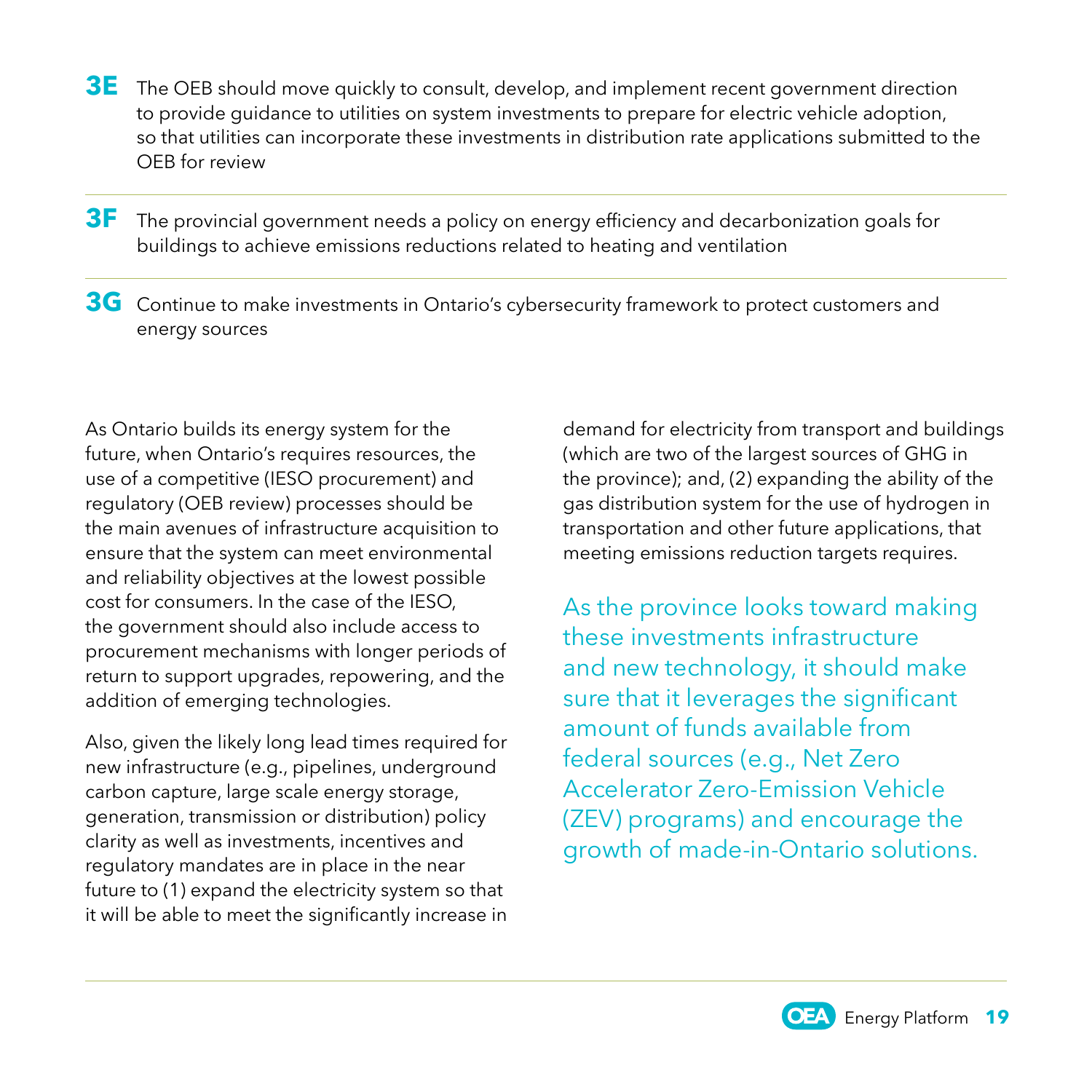**3E** The OEB should move quickly to consult, develop, and implement recent government direction to provide guidance to utilities on system investments to prepare for electric vehicle adoption, so that utilities can incorporate these investments in distribution rate applications submitted to the OEB for review

---

**3F** The provincial government needs a policy on energy efficiency and decarbonization goals for buildings to achieve emissions reductions related to heating and ventilation

---

**3G** Continue to make investments in Ontario's cybersecurity framework to protect customers and energy sources

As Ontario builds its energy system for the future, when Ontario's requires resources, the use of a competitive (IESO procurement) and regulatory (OEB review) processes should be the main avenues of infrastructure acquisition to ensure that the system can meet environmental and reliability objectives at the lowest possible cost for consumers. In the case of the IESO, the government should also include access to procurement mechanisms with longer periods of return to support upgrades, repowering, and the addition of emerging technologies.

Also, given the likely long lead times required for new infrastructure (e.g., pipelines, underground carbon capture, large scale energy storage, generation, transmission or distribution) policy clarity as well as investments, incentives and regulatory mandates are in place in the near future to (1) expand the electricity system so that it will be able to meet the significantly increase in demand for electricity from transport and buildings (which are two of the largest sources of GHG in the province); and, (2) expanding the ability of the gas distribution system for the use of hydrogen in transportation and other future applications, that meeting emissions reduction targets requires.

As the province looks toward making these investments infrastructure and new technology, it should make sure that it leverages the significant amount of funds available from federal sources (e.g., Net Zero Accelerator Zero-Emission Vehicle (ZEV) programs) and encourage the growth of made-in-Ontario solutions.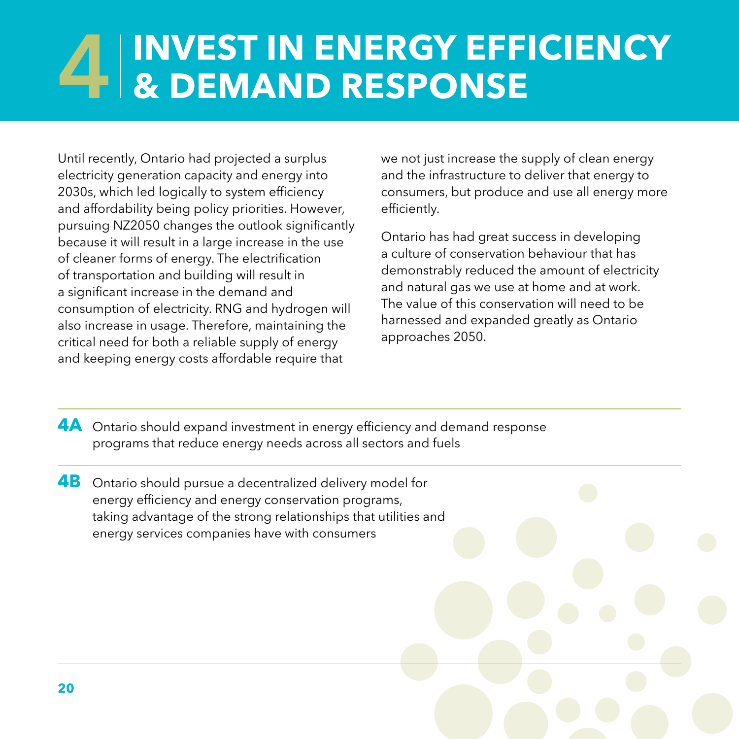# 4 INVEST IN ENERGY EFFICIENCY & DEMAND RESPONSE

Until recently, Ontario had projected a surplus electricity generation capacity and energy into 2030s, which led logically to system efficiency and affordability being policy priorities. However, pursuing NZ2050 changes the outlook significantly because it will result in a large increase in the use of cleaner forms of energy. The electrification of transportation and building will result in a significant increase in the demand and consumption of electricity. RNG and hydrogen will also increase in usage. Therefore, maintaining the critical need for both a reliable supply of energy and keeping energy costs affordable require that we not just increase the supply of clean energy and the infrastructure to deliver that energy to consumers, but produce and use all energy more efficiently.

Ontario has had great success in developing a culture of conservation behaviour that has demonstrably reduced the amount of electricity and natural gas we use at home and at work. The value of this conservation will need to be harnessed and expanded greatly as Ontario approaches 2050.

**4A** Ontario should expand investment in energy efficiency and demand response programs that reduce energy needs across all sectors and fuels

**4B** Ontario should pursue a decentralized delivery model for energy efficiency and energy conservation programs, taking advantage of the strong relationships that utilities and energy services companies have with consumers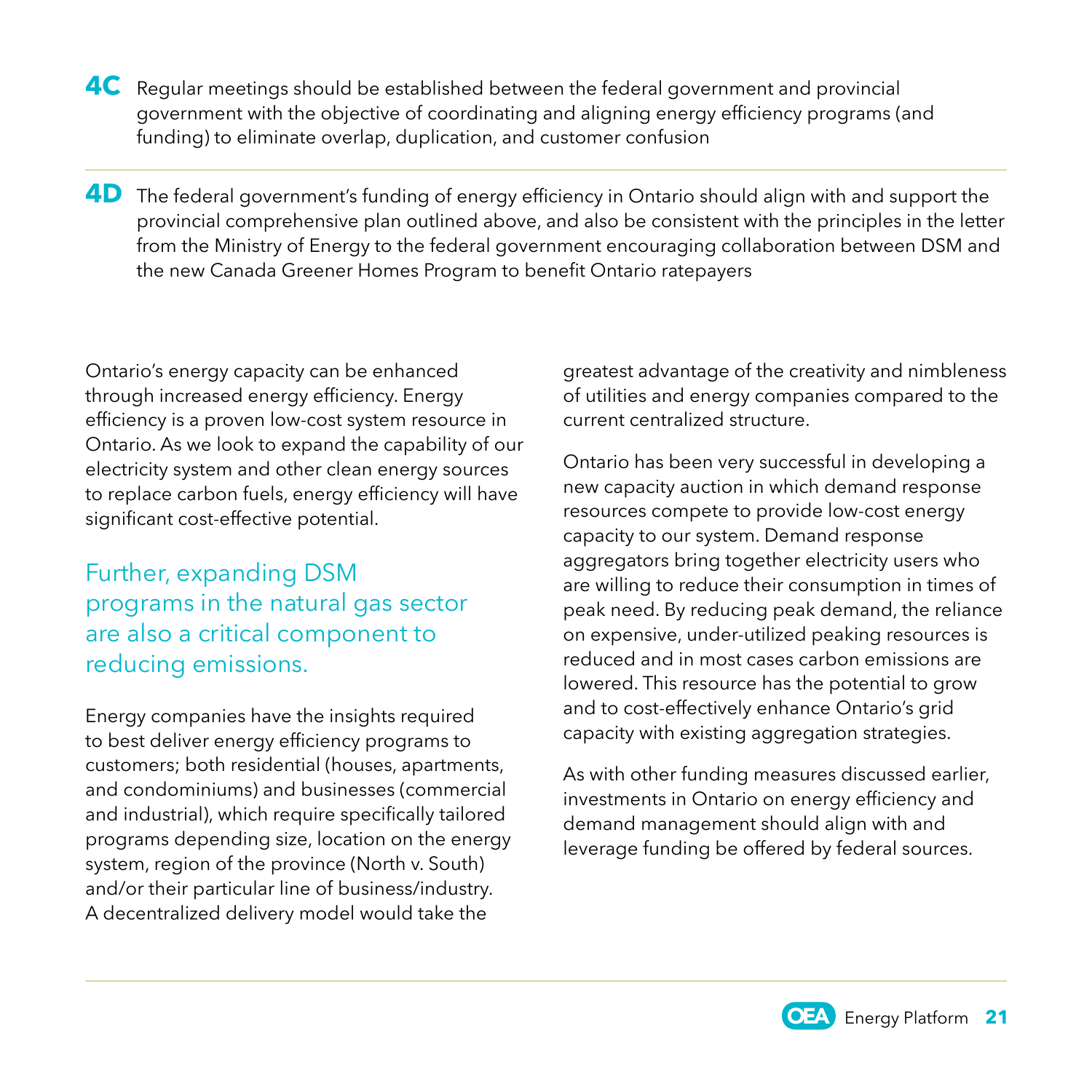**4C** Regular meetings should be established between the federal government and provincial government with the objective of coordinating and aligning energy efficiency programs (and funding) to eliminate overlap, duplication, and customer confusion

---

**4D** The federal government's funding of energy efficiency in Ontario should align with and support the provincial comprehensive plan outlined above, and also be consistent with the principles in the letter from the Ministry of Energy to the federal government encouraging collaboration between DSM and the new Canada Greener Homes Program to benefit Ontario ratepayers

Ontario's energy capacity can be enhanced through increased energy efficiency. Energy efficiency is a proven low-cost system resource in Ontario. As we look to expand the capability of our electricity system and other clean energy sources to replace carbon fuels, energy efficiency will have significant cost-effective potential.

> Further, expanding DSM programs in the natural gas sector are also a critical component to reducing emissions.

Energy companies have the insights required to best deliver energy efficiency programs to customers; both residential (houses, apartments, and condominiums) and businesses (commercial and industrial), which require specifically tailored programs depending size, location on the energy system, region of the province (North v. South) and/or their particular line of business/industry. A decentralized delivery model would take the greatest advantage of the creativity and nimbleness of utilities and energy companies compared to the current centralized structure.

Ontario has been very successful in developing a new capacity auction in which demand response resources compete to provide low-cost energy capacity to our system. Demand response aggregators bring together electricity users who are willing to reduce their consumption in times of peak need. By reducing peak demand, the reliance on expensive, under-utilized peaking resources is reduced and in most cases carbon emissions are lowered. This resource has the potential to grow and to cost-effectively enhance Ontario's grid capacity with existing aggregation strategies.

As with other funding measures discussed earlier, investments in Ontario on energy efficiency and demand management should align with and leverage funding be offered by federal sources.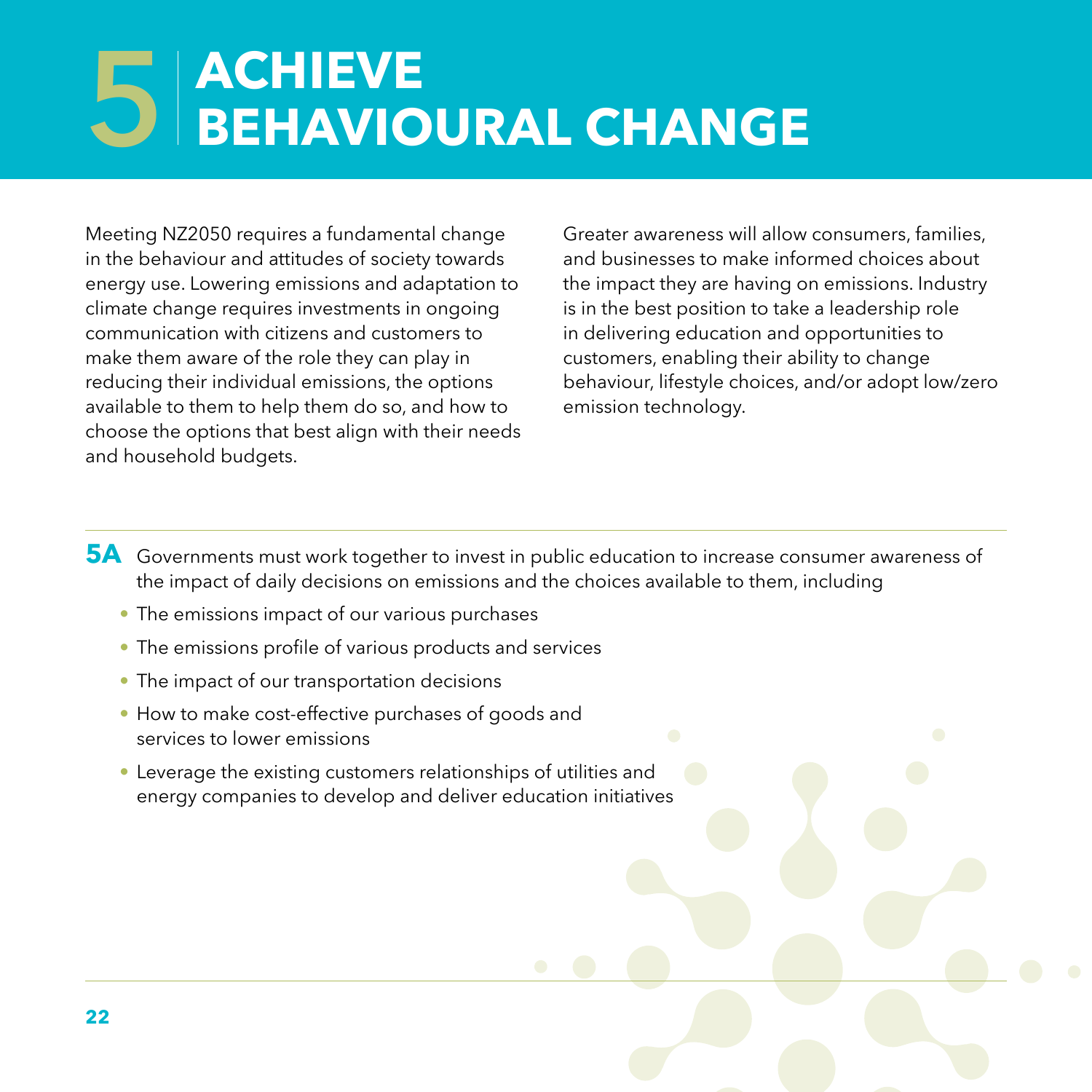# 5 ACHIEVE BEHAVIOURAL CHANGE

Meeting NZ2050 requires a fundamental change in the behaviour and attitudes of society towards energy use. Lowering emissions and adaptation to climate change requires investments in ongoing communication with citizens and customers to make them aware of the role they can play in reducing their individual emissions, the options available to them to help them do so, and how to choose the options that best align with their needs and household budgets.

Greater awareness will allow consumers, families, and businesses to make informed choices about the impact they are having on emissions. Industry is in the best position to take a leadership role in delivering education and opportunities to customers, enabling their ability to change behaviour, lifestyle choices, and/or adopt low/zero emission technology.

**5A** Governments must work together to invest in public education to increase consumer awareness of the impact of daily decisions on emissions and the choices available to them, including

- The emissions impact of our various purchases
- The emissions profile of various products and services
- The impact of our transportation decisions
- How to make cost-effective purchases of goods and services to lower emissions
- Leverage the existing customers relationships of utilities and energy companies to develop and deliver education initiatives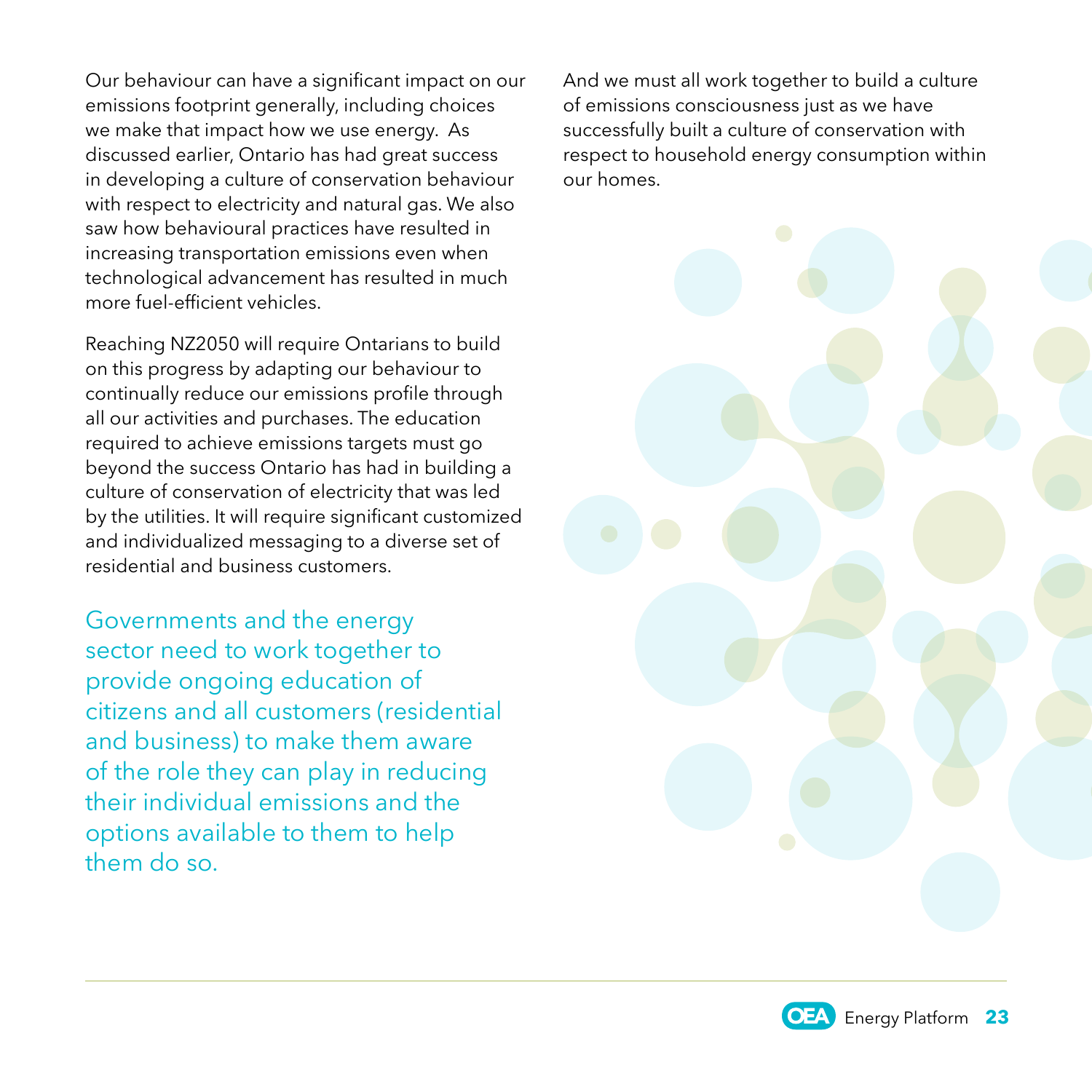Our behaviour can have a significant impact on our emissions footprint generally, including choices we make that impact how we use energy.  As discussed earlier, Ontario has had great success in developing a culture of conservation behaviour with respect to electricity and natural gas. We also saw how behavioural practices have resulted in increasing transportation emissions even when technological advancement has resulted in much more fuel-efficient vehicles.

Reaching NZ2050 will require Ontarians to build on this progress by adapting our behaviour to continually reduce our emissions profile through all our activities and purchases. The education required to achieve emissions targets must go beyond the success Ontario has had in building a culture of conservation of electricity that was led by the utilities. It will require significant customized and individualized messaging to a diverse set of residential and business customers.

Governments and the energy sector need to work together to provide ongoing education of citizens and all customers (residential and business) to make them aware of the role they can play in reducing their individual emissions and the options available to them to help them do so.

And we must all work together to build a culture of emissions consciousness just as we have successfully built a culture of conservation with respect to household energy consumption within our homes.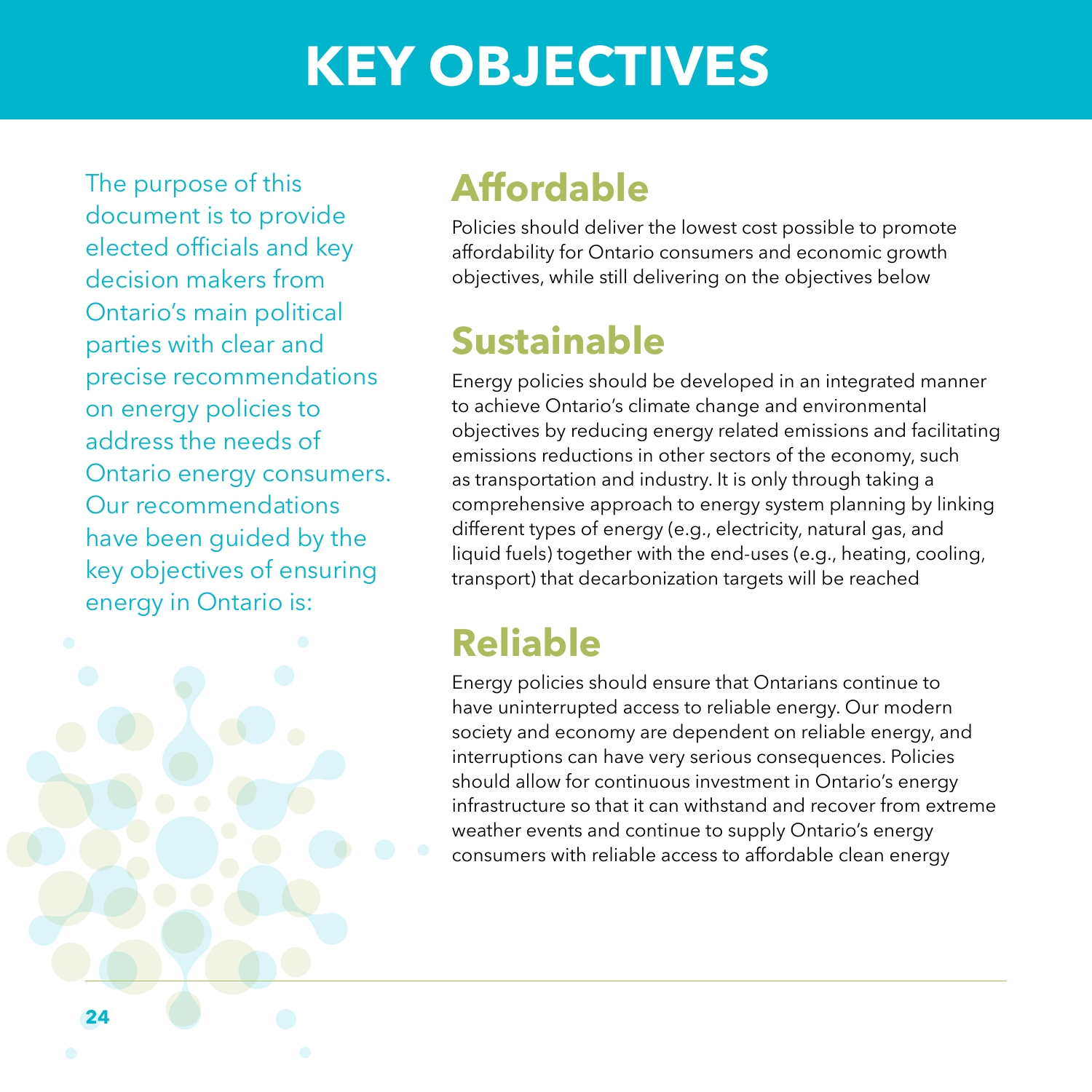# KEY OBJECTIVES

The purpose of this document is to provide elected officials and key decision makers from Ontario's main political parties with clear and precise recommendations on energy policies to address the needs of Ontario energy consumers. Our recommendations have been guided by the key objectives of ensuring energy in Ontario is:

## Affordable

Policies should deliver the lowest cost possible to promote affordability for Ontario consumers and economic growth objectives, while still delivering on the objectives below

## Sustainable

Energy policies should be developed in an integrated manner to achieve Ontario's climate change and environmental objectives by reducing energy related emissions and facilitating emissions reductions in other sectors of the economy, such as transportation and industry. It is only through taking a comprehensive approach to energy system planning by linking different types of energy (e.g., electricity, natural gas, and liquid fuels) together with the end-uses (e.g., heating, cooling, transport) that decarbonization targets will be reached

## Reliable

Energy policies should ensure that Ontarians continue to have uninterrupted access to reliable energy. Our modern society and economy are dependent on reliable energy, and interruptions can have very serious consequences. Policies should allow for continuous investment in Ontario's energy infrastructure so that it can withstand and recover from extreme weather events and continue to supply Ontario's energy consumers with reliable access to affordable clean energy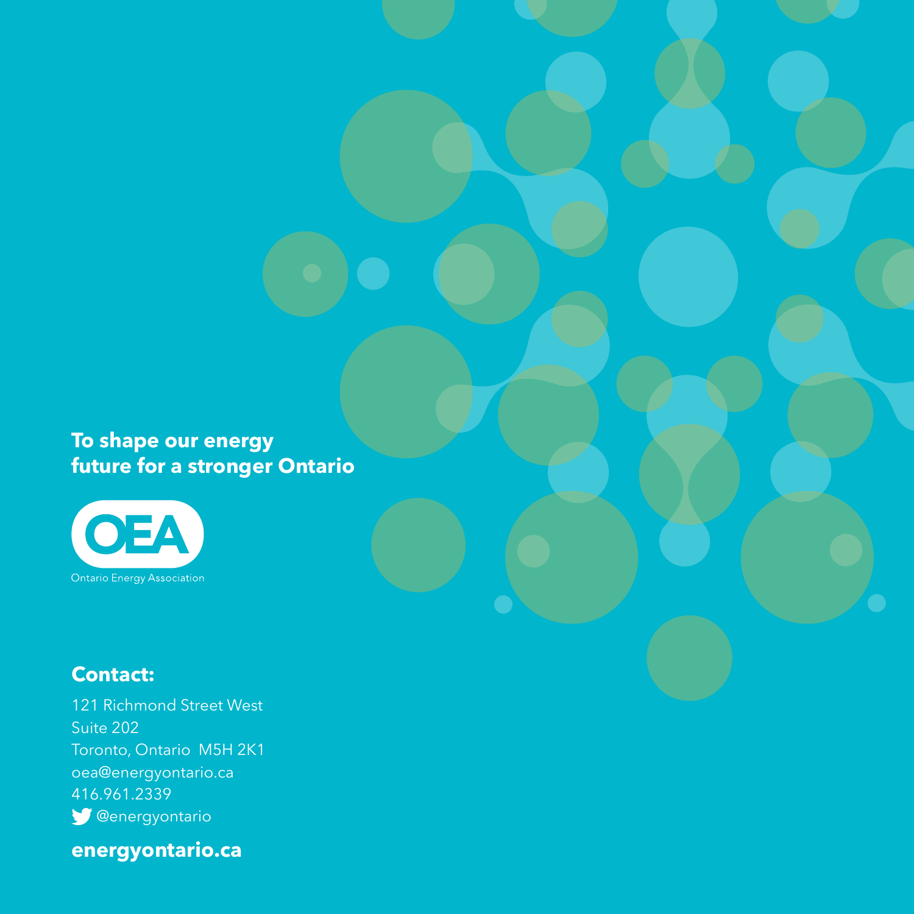**To shape our energy future for a stronger Ontario**

OEA

Ontario Energy Association

**Contact:**

121 Richmond Street West
Suite 202
Toronto, Ontario M5H 2K1
oea@energyontario.ca
416.961.2339
@energyontario

**energyontario.ca**